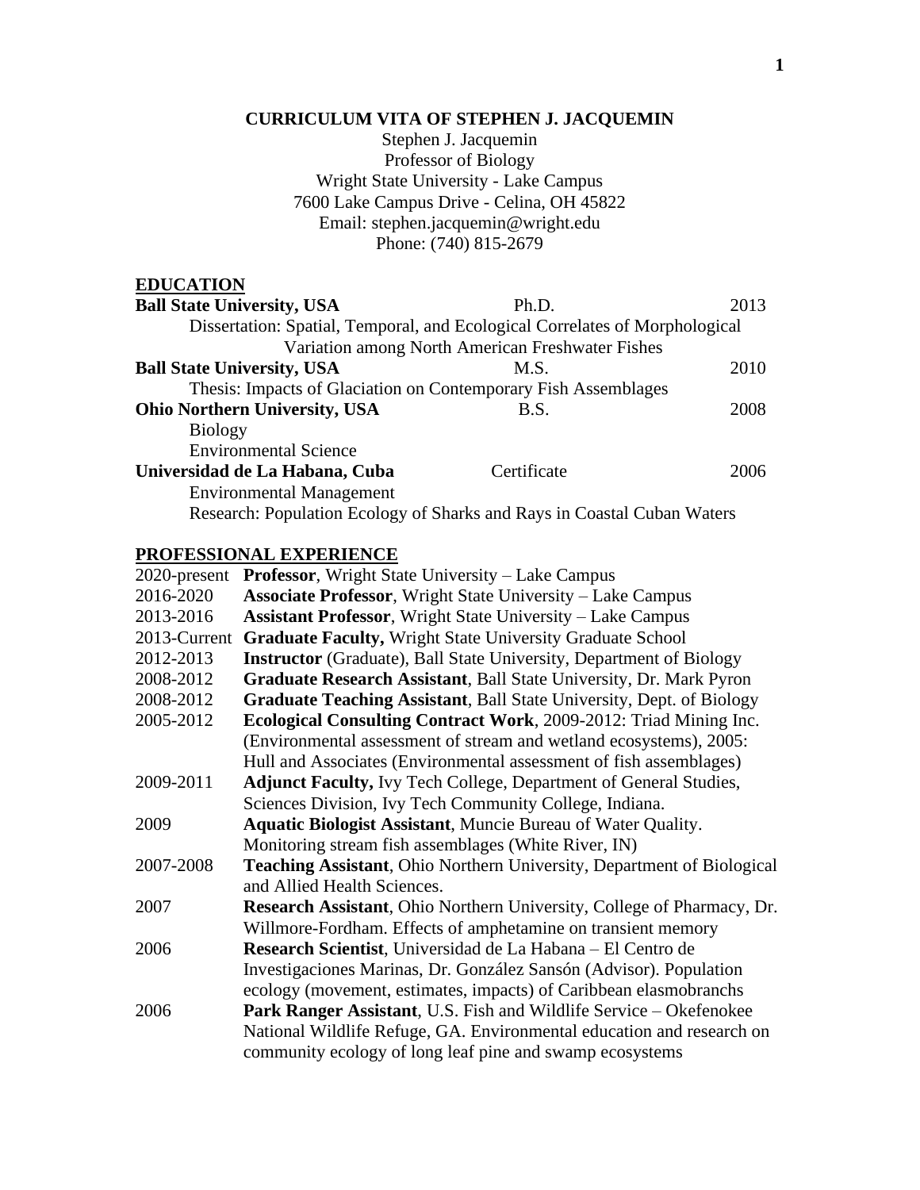# CURRICULUM VITA OF STEPHEN J. JACQUEMIN

Stephen J. Jacquemin
Professor of Biology
Wright State University - Lake Campus
7600 Lake Campus Drive - Celina, OH 45822
Email: stephen.jacquemin@wright.edu
Phone: (740) 815-2679

## EDUCATION

**Ball State University, USA** — Ph.D. — 2013
Dissertation: Spatial, Temporal, and Ecological Correlates of Morphological Variation among North American Freshwater Fishes

**Ball State University, USA** — M.S. — 2010
Thesis: Impacts of Glaciation on Contemporary Fish Assemblages

**Ohio Northern University, USA** — B.S. — 2008
Biology
Environmental Science

**Universidad de La Habana, Cuba** — Certificate — 2006
Environmental Management
Research: Population Ecology of Sharks and Rays in Coastal Cuban Waters

## PROFESSIONAL EXPERIENCE

| | |
|---|---|
| 2020-present | **Professor**, Wright State University – Lake Campus |
| 2016-2020 | **Associate Professor**, Wright State University – Lake Campus |
| 2013-2016 | **Assistant Professor**, Wright State University – Lake Campus |
| 2013-Current | **Graduate Faculty,** Wright State University Graduate School |
| 2012-2013 | **Instructor** (Graduate), Ball State University, Department of Biology |
| 2008-2012 | **Graduate Research Assistant**, Ball State University, Dr. Mark Pyron |
| 2008-2012 | **Graduate Teaching Assistant**, Ball State University, Dept. of Biology |
| 2005-2012 | **Ecological Consulting Contract Work**, 2009-2012: Triad Mining Inc. (Environmental assessment of stream and wetland ecosystems), 2005: Hull and Associates (Environmental assessment of fish assemblages) |
| 2009-2011 | **Adjunct Faculty,** Ivy Tech College, Department of General Studies, Sciences Division, Ivy Tech Community College, Indiana. |
| 2009 | **Aquatic Biologist Assistant**, Muncie Bureau of Water Quality. Monitoring stream fish assemblages (White River, IN) |
| 2007-2008 | **Teaching Assistant**, Ohio Northern University, Department of Biological and Allied Health Sciences. |
| 2007 | **Research Assistant**, Ohio Northern University, College of Pharmacy, Dr. Willmore-Fordham. Effects of amphetamine on transient memory |
| 2006 | **Research Scientist**, Universidad de La Habana – El Centro de Investigaciones Marinas, Dr. González Sansón (Advisor). Population ecology (movement, estimates, impacts) of Caribbean elasmobranchs |
| 2006 | **Park Ranger Assistant**, U.S. Fish and Wildlife Service – Okefenokee National Wildlife Refuge, GA. Environmental education and research on community ecology of long leaf pine and swamp ecosystems |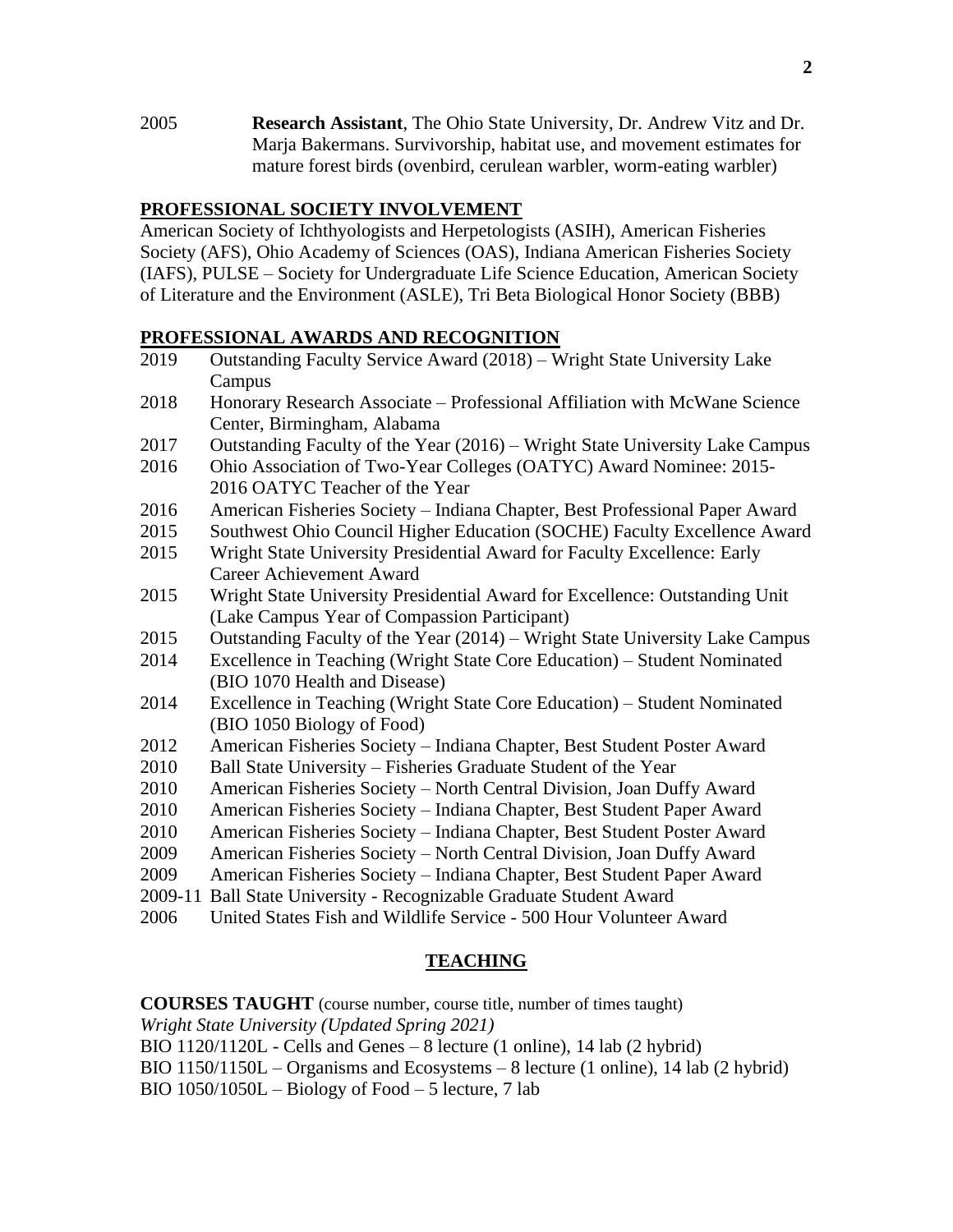2005 **Research Assistant**, The Ohio State University, Dr. Andrew Vitz and Dr. Marja Bakermans. Survivorship, habitat use, and movement estimates for mature forest birds (ovenbird, cerulean warbler, worm-eating warbler)

## PROFESSIONAL SOCIETY INVOLVEMENT

American Society of Ichthyologists and Herpetologists (ASIH), American Fisheries Society (AFS), Ohio Academy of Sciences (OAS), Indiana American Fisheries Society (IAFS), PULSE – Society for Undergraduate Life Science Education, American Society of Literature and the Environment (ASLE), Tri Beta Biological Honor Society (BBB)

## PROFESSIONAL AWARDS AND RECOGNITION

- 2019 Outstanding Faculty Service Award (2018) – Wright State University Lake Campus
- 2018 Honorary Research Associate – Professional Affiliation with McWane Science Center, Birmingham, Alabama
- 2017 Outstanding Faculty of the Year (2016) – Wright State University Lake Campus
- 2016 Ohio Association of Two-Year Colleges (OATYC) Award Nominee: 2015-2016 OATYC Teacher of the Year
- 2016 American Fisheries Society – Indiana Chapter, Best Professional Paper Award
- 2015 Southwest Ohio Council Higher Education (SOCHE) Faculty Excellence Award
- 2015 Wright State University Presidential Award for Faculty Excellence: Early Career Achievement Award
- 2015 Wright State University Presidential Award for Excellence: Outstanding Unit (Lake Campus Year of Compassion Participant)
- 2015 Outstanding Faculty of the Year (2014) – Wright State University Lake Campus
- 2014 Excellence in Teaching (Wright State Core Education) – Student Nominated (BIO 1070 Health and Disease)
- 2014 Excellence in Teaching (Wright State Core Education) – Student Nominated (BIO 1050 Biology of Food)
- 2012 American Fisheries Society – Indiana Chapter, Best Student Poster Award
- 2010 Ball State University – Fisheries Graduate Student of the Year
- 2010 American Fisheries Society – North Central Division, Joan Duffy Award
- 2010 American Fisheries Society – Indiana Chapter, Best Student Paper Award
- 2010 American Fisheries Society – Indiana Chapter, Best Student Poster Award
- 2009 American Fisheries Society – North Central Division, Joan Duffy Award
- 2009 American Fisheries Society – Indiana Chapter, Best Student Paper Award
- 2009-11 Ball State University - Recognizable Graduate Student Award
- 2006 United States Fish and Wildlife Service - 500 Hour Volunteer Award

# TEACHING

**COURSES TAUGHT** (course number, course title, number of times taught)

*Wright State University (Updated Spring 2021)*

BIO 1120/1120L - Cells and Genes – 8 lecture (1 online), 14 lab (2 hybrid)
BIO 1150/1150L – Organisms and Ecosystems – 8 lecture (1 online), 14 lab (2 hybrid)
BIO 1050/1050L – Biology of Food – 5 lecture, 7 lab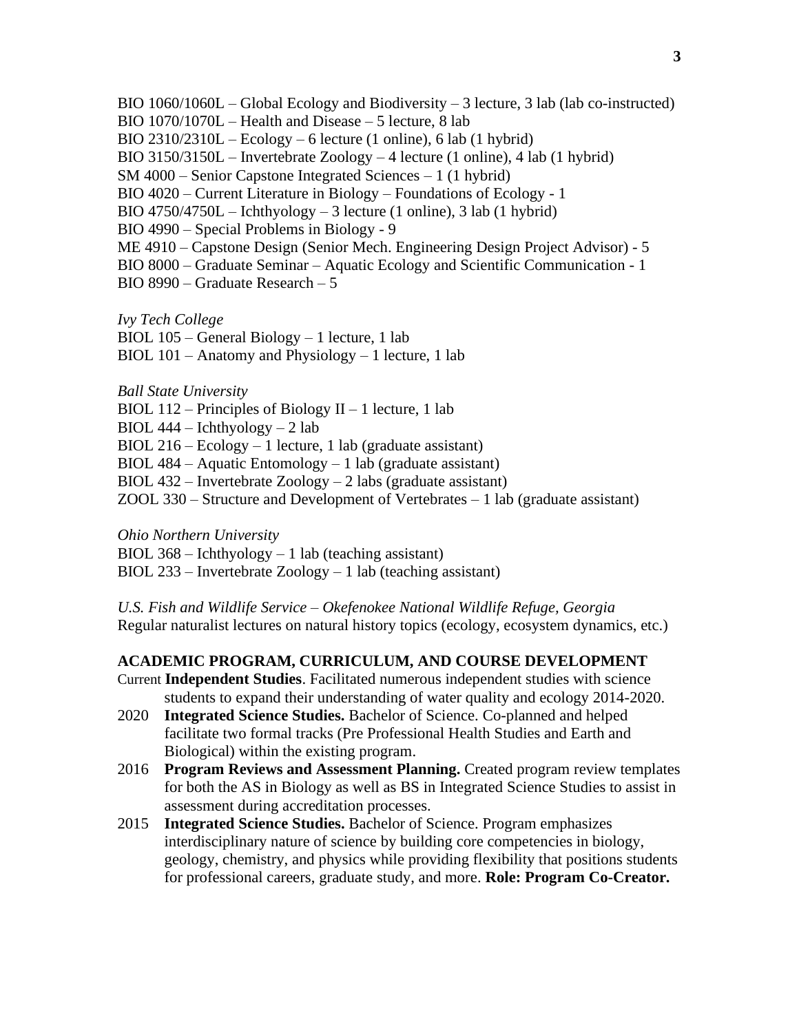BIO 1060/1060L – Global Ecology and Biodiversity – 3 lecture, 3 lab (lab co-instructed)
BIO 1070/1070L – Health and Disease – 5 lecture, 8 lab
BIO 2310/2310L – Ecology – 6 lecture (1 online), 6 lab (1 hybrid)
BIO 3150/3150L – Invertebrate Zoology – 4 lecture (1 online), 4 lab (1 hybrid)
SM 4000 – Senior Capstone Integrated Sciences – 1 (1 hybrid)
BIO 4020 – Current Literature in Biology – Foundations of Ecology - 1
BIO 4750/4750L – Ichthyology – 3 lecture (1 online), 3 lab (1 hybrid)
BIO 4990 – Special Problems in Biology - 9
ME 4910 – Capstone Design (Senior Mech. Engineering Design Project Advisor) - 5
BIO 8000 – Graduate Seminar – Aquatic Ecology and Scientific Communication - 1
BIO 8990 – Graduate Research – 5

*Ivy Tech College*
BIOL 105 – General Biology – 1 lecture, 1 lab
BIOL 101 – Anatomy and Physiology – 1 lecture, 1 lab

*Ball State University*
BIOL 112 – Principles of Biology II – 1 lecture, 1 lab
BIOL 444 – Ichthyology – 2 lab
BIOL 216 – Ecology – 1 lecture, 1 lab (graduate assistant)
BIOL 484 – Aquatic Entomology – 1 lab (graduate assistant)
BIOL 432 – Invertebrate Zoology – 2 labs (graduate assistant)
ZOOL 330 – Structure and Development of Vertebrates – 1 lab (graduate assistant)

*Ohio Northern University*
BIOL 368 – Ichthyology – 1 lab (teaching assistant)
BIOL 233 – Invertebrate Zoology – 1 lab (teaching assistant)

*U.S. Fish and Wildlife Service – Okefenokee National Wildlife Refuge, Georgia*
Regular naturalist lectures on natural history topics (ecology, ecosystem dynamics, etc.)

## ACADEMIC PROGRAM, CURRICULUM, AND COURSE DEVELOPMENT

Current **Independent Studies**. Facilitated numerous independent studies with science students to expand their understanding of water quality and ecology 2014-2020.

2020 **Integrated Science Studies.** Bachelor of Science. Co-planned and helped facilitate two formal tracks (Pre Professional Health Studies and Earth and Biological) within the existing program.

2016 **Program Reviews and Assessment Planning.** Created program review templates for both the AS in Biology as well as BS in Integrated Science Studies to assist in assessment during accreditation processes.

2015 **Integrated Science Studies.** Bachelor of Science. Program emphasizes interdisciplinary nature of science by building core competencies in biology, geology, chemistry, and physics while providing flexibility that positions students for professional careers, graduate study, and more. **Role: Program Co-Creator.**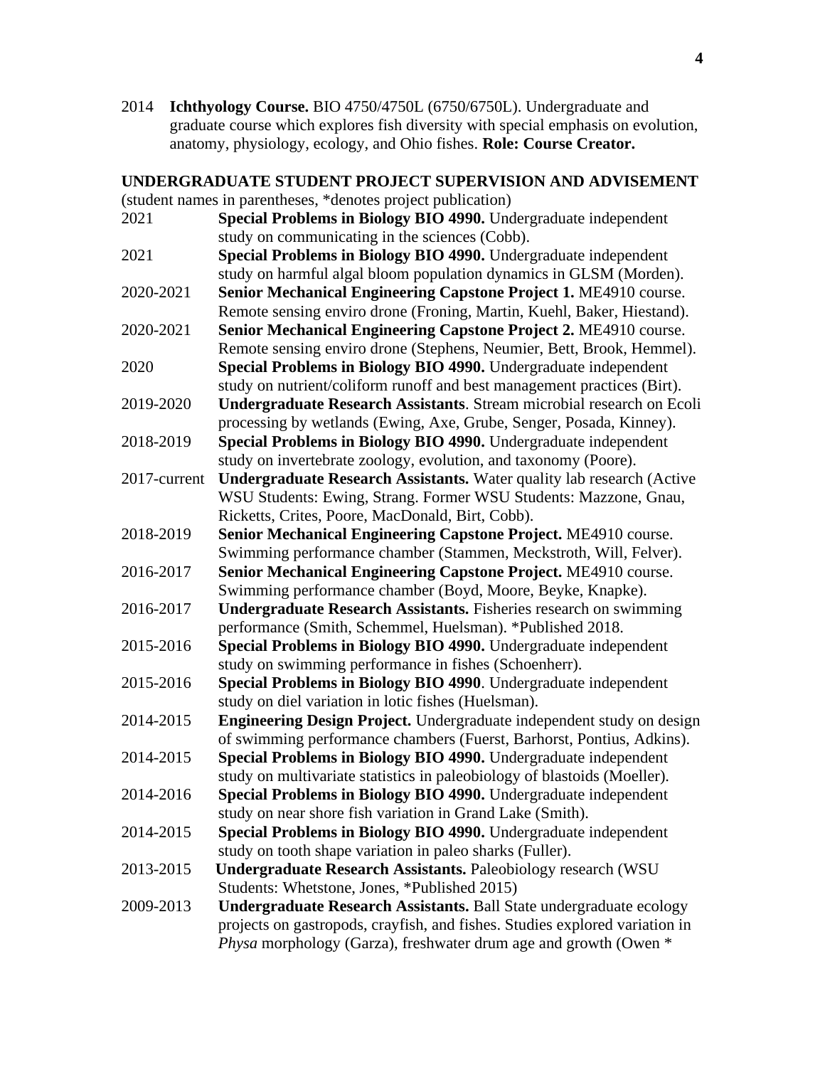2014 **Ichthyology Course.** BIO 4750/4750L (6750/6750L). Undergraduate and graduate course which explores fish diversity with special emphasis on evolution, anatomy, physiology, ecology, and Ohio fishes. **Role: Course Creator.**

## UNDERGRADUATE STUDENT PROJECT SUPERVISION AND ADVISEMENT

(student names in parentheses, *denotes project publication)

2021 **Special Problems in Biology BIO 4990.** Undergraduate independent study on communicating in the sciences (Cobb).

2021 **Special Problems in Biology BIO 4990.** Undergraduate independent study on harmful algal bloom population dynamics in GLSM (Morden).

2020-2021 **Senior Mechanical Engineering Capstone Project 1.** ME4910 course. Remote sensing enviro drone (Froning, Martin, Kuehl, Baker, Hiestand).

2020-2021 **Senior Mechanical Engineering Capstone Project 2.** ME4910 course. Remote sensing enviro drone (Stephens, Neumier, Bett, Brook, Hemmel).

2020 **Special Problems in Biology BIO 4990.** Undergraduate independent study on nutrient/coliform runoff and best management practices (Birt).

2019-2020 **Undergraduate Research Assistants**. Stream microbial research on Ecoli processing by wetlands (Ewing, Axe, Grube, Senger, Posada, Kinney).

2018-2019 **Special Problems in Biology BIO 4990.** Undergraduate independent study on invertebrate zoology, evolution, and taxonomy (Poore).

2017-current **Undergraduate Research Assistants.** Water quality lab research (Active WSU Students: Ewing, Strang. Former WSU Students: Mazzone, Gnau, Ricketts, Crites, Poore, MacDonald, Birt, Cobb).

2018-2019 **Senior Mechanical Engineering Capstone Project.** ME4910 course. Swimming performance chamber (Stammen, Meckstroth, Will, Felver).

2016-2017 **Senior Mechanical Engineering Capstone Project.** ME4910 course. Swimming performance chamber (Boyd, Moore, Beyke, Knapke).

2016-2017 **Undergraduate Research Assistants.** Fisheries research on swimming performance (Smith, Schemmel, Huelsman). *Published 2018.

2015-2016 **Special Problems in Biology BIO 4990.** Undergraduate independent study on swimming performance in fishes (Schoenherr).

2015-2016 **Special Problems in Biology BIO 4990**. Undergraduate independent study on diel variation in lotic fishes (Huelsman).

2014-2015 **Engineering Design Project.** Undergraduate independent study on design of swimming performance chambers (Fuerst, Barhorst, Pontius, Adkins).

2014-2015 **Special Problems in Biology BIO 4990.** Undergraduate independent study on multivariate statistics in paleobiology of blastoids (Moeller).

2014-2016 **Special Problems in Biology BIO 4990.** Undergraduate independent study on near shore fish variation in Grand Lake (Smith).

2014-2015 **Special Problems in Biology BIO 4990.** Undergraduate independent study on tooth shape variation in paleo sharks (Fuller).

2013-2015 **Undergraduate Research Assistants.** Paleobiology research (WSU Students: Whetstone, Jones, *Published 2015)

2009-2013 **Undergraduate Research Assistants.** Ball State undergraduate ecology projects on gastropods, crayfish, and fishes. Studies explored variation in *Physa* morphology (Garza), freshwater drum age and growth (Owen *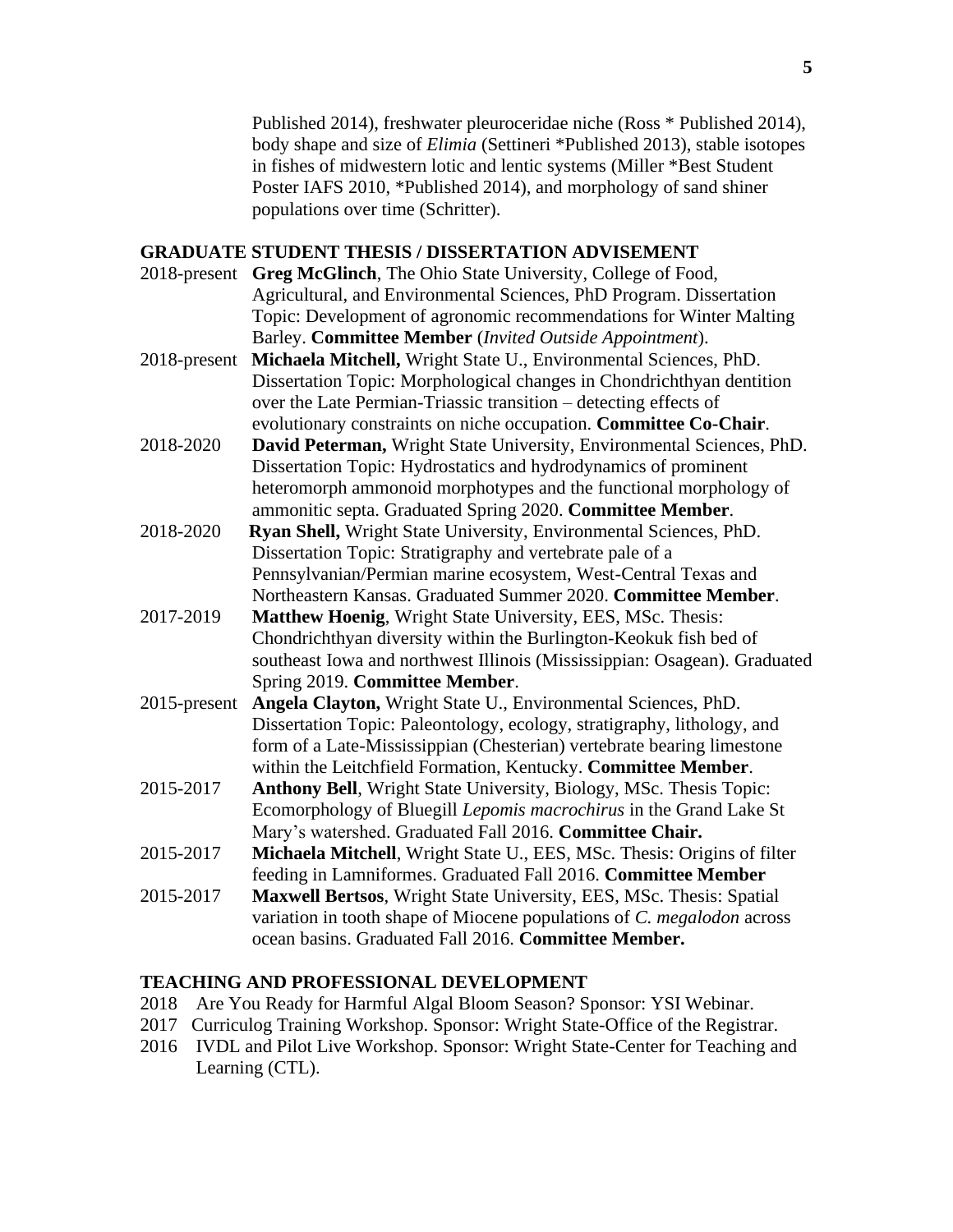Published 2014), freshwater pleuroceridae niche (Ross * Published 2014), body shape and size of *Elimia* (Settineri *Published 2013), stable isotopes in fishes of midwestern lotic and lentic systems (Miller *Best Student Poster IAFS 2010, *Published 2014), and morphology of sand shiner populations over time (Schritter).

## GRADUATE STUDENT THESIS / DISSERTATION ADVISEMENT

2018-present **Greg McGlinch**, The Ohio State University, College of Food, Agricultural, and Environmental Sciences, PhD Program. Dissertation Topic: Development of agronomic recommendations for Winter Malting Barley. **Committee Member** (*Invited Outside Appointment*).

2018-present **Michaela Mitchell,** Wright State U., Environmental Sciences, PhD. Dissertation Topic: Morphological changes in Chondrichthyan dentition over the Late Permian-Triassic transition – detecting effects of evolutionary constraints on niche occupation. **Committee Co-Chair**.

2018-2020 **David Peterman,** Wright State University, Environmental Sciences, PhD. Dissertation Topic: Hydrostatics and hydrodynamics of prominent heteromorph ammonoid morphotypes and the functional morphology of ammonitic septa. Graduated Spring 2020. **Committee Member**.

2018-2020 **Ryan Shell,** Wright State University, Environmental Sciences, PhD. Dissertation Topic: Stratigraphy and vertebrate pale of a Pennsylvanian/Permian marine ecosystem, West-Central Texas and Northeastern Kansas. Graduated Summer 2020. **Committee Member**.

2017-2019 **Matthew Hoenig**, Wright State University, EES, MSc. Thesis: Chondrichthyan diversity within the Burlington-Keokuk fish bed of southeast Iowa and northwest Illinois (Mississippian: Osagean). Graduated Spring 2019. **Committee Member**.

2015-present **Angela Clayton,** Wright State U., Environmental Sciences, PhD. Dissertation Topic: Paleontology, ecology, stratigraphy, lithology, and form of a Late-Mississippian (Chesterian) vertebrate bearing limestone within the Leitchfield Formation, Kentucky. **Committee Member**.

2015-2017 **Anthony Bell**, Wright State University, Biology, MSc. Thesis Topic: Ecomorphology of Bluegill *Lepomis macrochirus* in the Grand Lake St Mary's watershed. Graduated Fall 2016. **Committee Chair.**

2015-2017 **Michaela Mitchell**, Wright State U., EES, MSc. Thesis: Origins of filter feeding in Lamniformes. Graduated Fall 2016. **Committee Member**

2015-2017 **Maxwell Bertsos**, Wright State University, EES, MSc. Thesis: Spatial variation in tooth shape of Miocene populations of *C. megalodon* across ocean basins. Graduated Fall 2016. **Committee Member.**

## TEACHING AND PROFESSIONAL DEVELOPMENT

2018 Are You Ready for Harmful Algal Bloom Season? Sponsor: YSI Webinar.

2017 Curriculog Training Workshop. Sponsor: Wright State-Office of the Registrar.

2016 IVDL and Pilot Live Workshop. Sponsor: Wright State-Center for Teaching and Learning (CTL).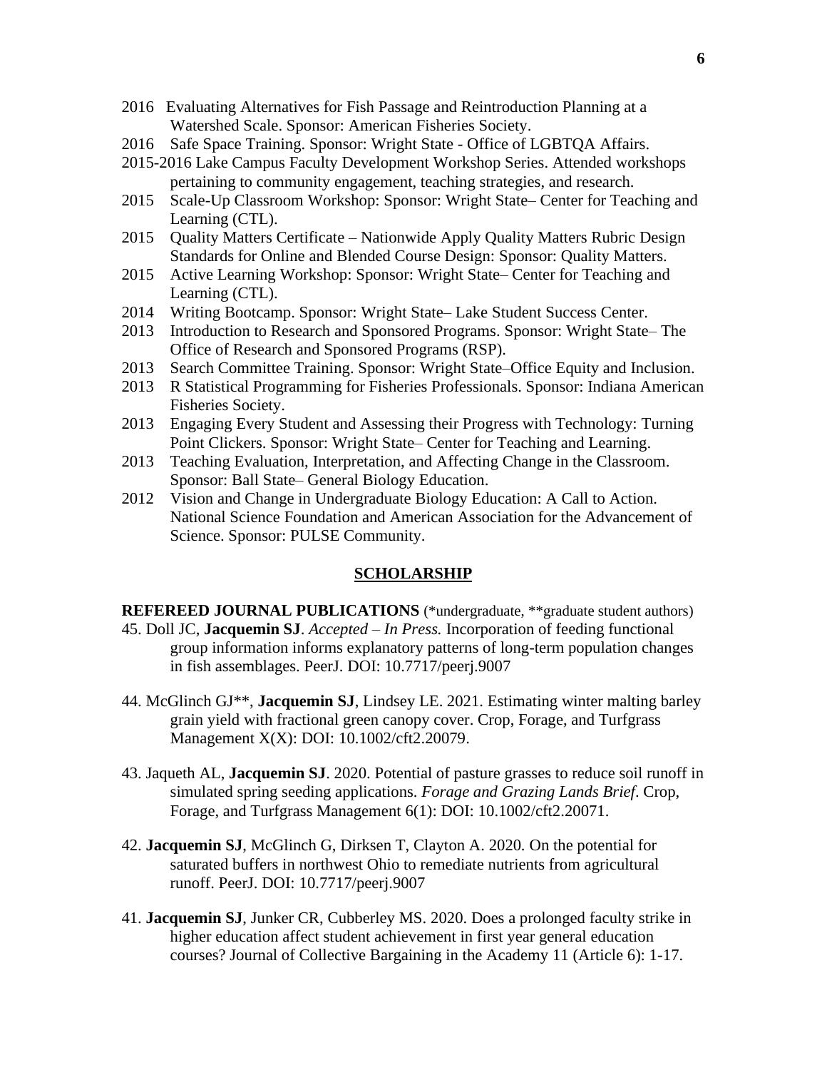2016 Evaluating Alternatives for Fish Passage and Reintroduction Planning at a Watershed Scale. Sponsor: American Fisheries Society.

2016 Safe Space Training. Sponsor: Wright State - Office of LGBTQA Affairs.

2015-2016 Lake Campus Faculty Development Workshop Series. Attended workshops pertaining to community engagement, teaching strategies, and research.

2015 Scale-Up Classroom Workshop: Sponsor: Wright State– Center for Teaching and Learning (CTL).

2015 Quality Matters Certificate – Nationwide Apply Quality Matters Rubric Design Standards for Online and Blended Course Design: Sponsor: Quality Matters.

2015 Active Learning Workshop: Sponsor: Wright State– Center for Teaching and Learning (CTL).

2014 Writing Bootcamp. Sponsor: Wright State– Lake Student Success Center.

2013 Introduction to Research and Sponsored Programs. Sponsor: Wright State– The Office of Research and Sponsored Programs (RSP).

2013 Search Committee Training. Sponsor: Wright State–Office Equity and Inclusion.

2013 R Statistical Programming for Fisheries Professionals. Sponsor: Indiana American Fisheries Society.

2013 Engaging Every Student and Assessing their Progress with Technology: Turning Point Clickers. Sponsor: Wright State– Center for Teaching and Learning.

2013 Teaching Evaluation, Interpretation, and Affecting Change in the Classroom. Sponsor: Ball State– General Biology Education.

2012 Vision and Change in Undergraduate Biology Education: A Call to Action. National Science Foundation and American Association for the Advancement of Science. Sponsor: PULSE Community.

## SCHOLARSHIP

**REFEREED JOURNAL PUBLICATIONS** (*undergraduate, **graduate student authors)

45. Doll JC, **Jacquemin SJ**. *Accepted – In Press.* Incorporation of feeding functional group information informs explanatory patterns of long-term population changes in fish assemblages. PeerJ. DOI: 10.7717/peerj.9007

44. McGlinch GJ**, **Jacquemin SJ**, Lindsey LE. 2021. Estimating winter malting barley grain yield with fractional green canopy cover. Crop, Forage, and Turfgrass Management X(X): DOI: 10.1002/cft2.20079.

43. Jaqueth AL, **Jacquemin SJ**. 2020. Potential of pasture grasses to reduce soil runoff in simulated spring seeding applications. *Forage and Grazing Lands Brief*. Crop, Forage, and Turfgrass Management 6(1): DOI: 10.1002/cft2.20071.

42. **Jacquemin SJ**, McGlinch G, Dirksen T, Clayton A. 2020. On the potential for saturated buffers in northwest Ohio to remediate nutrients from agricultural runoff. PeerJ. DOI: 10.7717/peerj.9007

41. **Jacquemin SJ**, Junker CR, Cubberley MS. 2020. Does a prolonged faculty strike in higher education affect student achievement in first year general education courses? Journal of Collective Bargaining in the Academy 11 (Article 6): 1-17.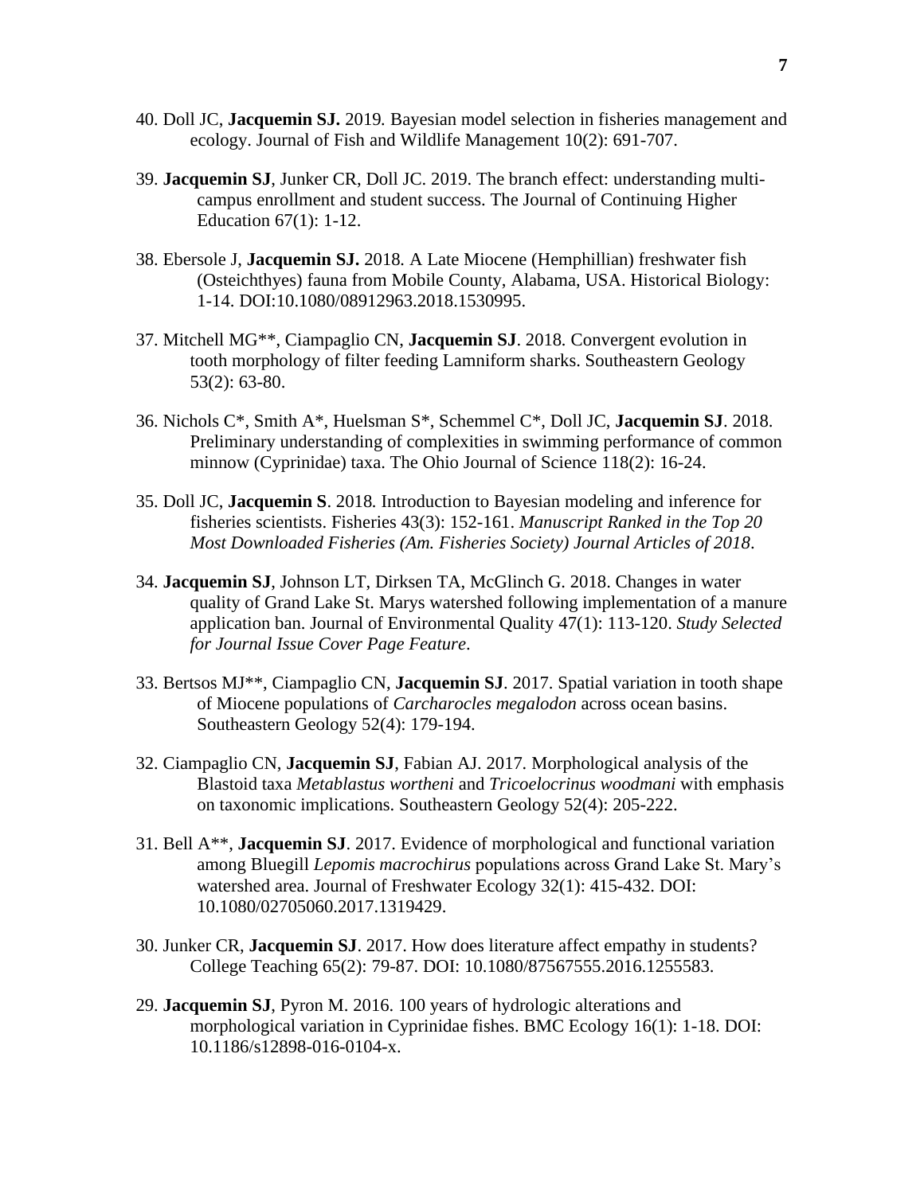40. Doll JC, **Jacquemin SJ.** 2019. Bayesian model selection in fisheries management and ecology. Journal of Fish and Wildlife Management 10(2): 691-707.

39. **Jacquemin SJ**, Junker CR, Doll JC. 2019. The branch effect: understanding multi-campus enrollment and student success. The Journal of Continuing Higher Education 67(1): 1-12.

38. Ebersole J, **Jacquemin SJ.** 2018. A Late Miocene (Hemphillian) freshwater fish (Osteichthyes) fauna from Mobile County, Alabama, USA. Historical Biology: 1-14. DOI:10.1080/08912963.2018.1530995.

37. Mitchell MG**, Ciampaglio CN, **Jacquemin SJ**. 2018. Convergent evolution in tooth morphology of filter feeding Lamniform sharks. Southeastern Geology 53(2): 63-80.

36. Nichols C*, Smith A*, Huelsman S*, Schemmel C*, Doll JC, **Jacquemin SJ**. 2018. Preliminary understanding of complexities in swimming performance of common minnow (Cyprinidae) taxa. The Ohio Journal of Science 118(2): 16-24.

35. Doll JC, **Jacquemin S**. 2018. Introduction to Bayesian modeling and inference for fisheries scientists. Fisheries 43(3): 152-161. *Manuscript Ranked in the Top 20 Most Downloaded Fisheries (Am. Fisheries Society) Journal Articles of 2018*.

34. **Jacquemin SJ**, Johnson LT, Dirksen TA, McGlinch G. 2018. Changes in water quality of Grand Lake St. Marys watershed following implementation of a manure application ban. Journal of Environmental Quality 47(1): 113-120. *Study Selected for Journal Issue Cover Page Feature*.

33. Bertsos MJ**, Ciampaglio CN, **Jacquemin SJ**. 2017. Spatial variation in tooth shape of Miocene populations of *Carcharocles megalodon* across ocean basins. Southeastern Geology 52(4): 179-194.

32. Ciampaglio CN, **Jacquemin SJ**, Fabian AJ. 2017. Morphological analysis of the Blastoid taxa *Metablastus wortheni* and *Tricoelocrinus woodmani* with emphasis on taxonomic implications. Southeastern Geology 52(4): 205-222.

31. Bell A**, **Jacquemin SJ**. 2017. Evidence of morphological and functional variation among Bluegill *Lepomis macrochirus* populations across Grand Lake St. Mary's watershed area. Journal of Freshwater Ecology 32(1): 415-432. DOI: 10.1080/02705060.2017.1319429.

30. Junker CR, **Jacquemin SJ**. 2017. How does literature affect empathy in students? College Teaching 65(2): 79-87. DOI: 10.1080/87567555.2016.1255583.

29. **Jacquemin SJ**, Pyron M. 2016. 100 years of hydrologic alterations and morphological variation in Cyprinidae fishes. BMC Ecology 16(1): 1-18. DOI: 10.1186/s12898-016-0104-x.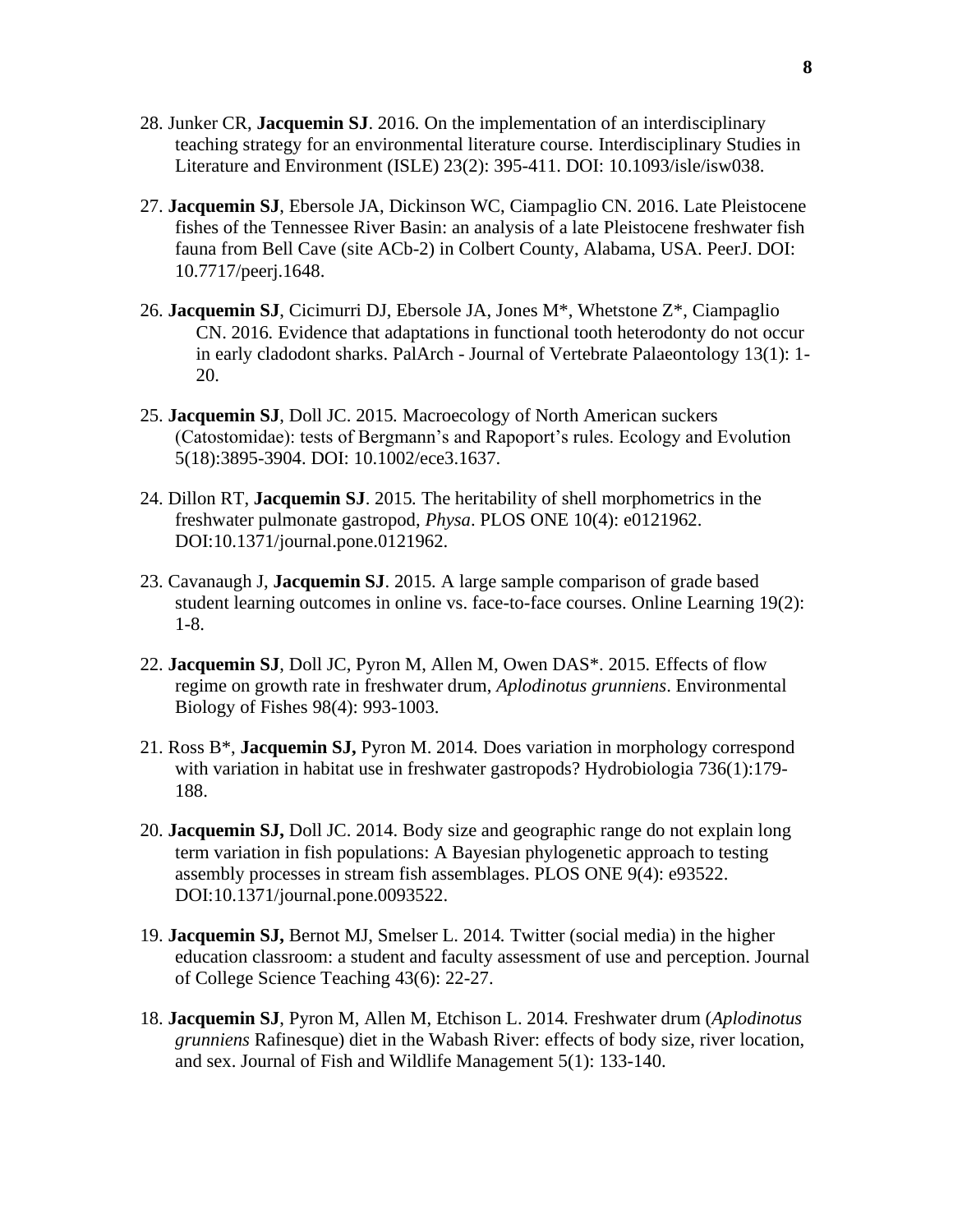28. Junker CR, **Jacquemin SJ**. 2016. On the implementation of an interdisciplinary teaching strategy for an environmental literature course. Interdisciplinary Studies in Literature and Environment (ISLE) 23(2): 395-411. DOI: 10.1093/isle/isw038.

27. **Jacquemin SJ**, Ebersole JA, Dickinson WC, Ciampaglio CN. 2016. Late Pleistocene fishes of the Tennessee River Basin: an analysis of a late Pleistocene freshwater fish fauna from Bell Cave (site ACb-2) in Colbert County, Alabama, USA. PeerJ. DOI: 10.7717/peerj.1648.

26. **Jacquemin SJ**, Cicimurri DJ, Ebersole JA, Jones M*, Whetstone Z*, Ciampaglio CN. 2016. Evidence that adaptations in functional tooth heterodonty do not occur in early cladodont sharks. PalArch - Journal of Vertebrate Palaeontology 13(1): 1-20.

25. **Jacquemin SJ**, Doll JC. 2015. Macroecology of North American suckers (Catostomidae): tests of Bergmann's and Rapoport's rules. Ecology and Evolution 5(18):3895-3904. DOI: 10.1002/ece3.1637.

24. Dillon RT, **Jacquemin SJ**. 2015. The heritability of shell morphometrics in the freshwater pulmonate gastropod, *Physa*. PLOS ONE 10(4): e0121962. DOI:10.1371/journal.pone.0121962.

23. Cavanaugh J, **Jacquemin SJ**. 2015. A large sample comparison of grade based student learning outcomes in online vs. face-to-face courses. Online Learning 19(2): 1-8.

22. **Jacquemin SJ**, Doll JC, Pyron M, Allen M, Owen DAS*. 2015. Effects of flow regime on growth rate in freshwater drum, *Aplodinotus grunniens*. Environmental Biology of Fishes 98(4): 993-1003.

21. Ross B*, **Jacquemin SJ,** Pyron M. 2014. Does variation in morphology correspond with variation in habitat use in freshwater gastropods? Hydrobiologia 736(1):179-188.

20. **Jacquemin SJ,** Doll JC. 2014. Body size and geographic range do not explain long term variation in fish populations: A Bayesian phylogenetic approach to testing assembly processes in stream fish assemblages. PLOS ONE 9(4): e93522. DOI:10.1371/journal.pone.0093522.

19. **Jacquemin SJ,** Bernot MJ, Smelser L. 2014. Twitter (social media) in the higher education classroom: a student and faculty assessment of use and perception. Journal of College Science Teaching 43(6): 22-27.

18. **Jacquemin SJ**, Pyron M, Allen M, Etchison L. 2014. Freshwater drum (*Aplodinotus grunniens* Rafinesque) diet in the Wabash River: effects of body size, river location, and sex. Journal of Fish and Wildlife Management 5(1): 133-140.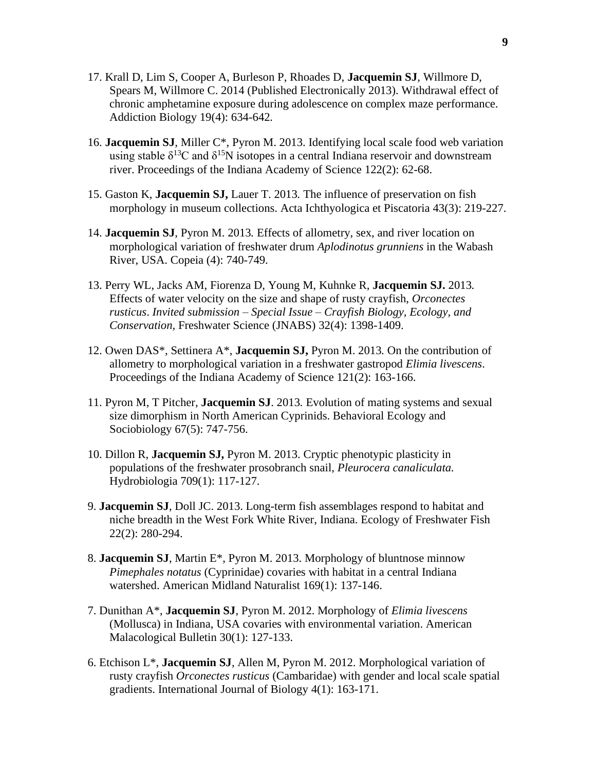17. Krall D, Lim S, Cooper A, Burleson P, Rhoades D, **Jacquemin SJ**, Willmore D, Spears M, Willmore C. 2014 (Published Electronically 2013). Withdrawal effect of chronic amphetamine exposure during adolescence on complex maze performance. Addiction Biology 19(4): 634-642.

16. **Jacquemin SJ**, Miller C*, Pyron M. 2013. Identifying local scale food web variation using stable $\delta^{13}$C and $\delta^{15}$N isotopes in a central Indiana reservoir and downstream river. Proceedings of the Indiana Academy of Science 122(2): 62-68.

15. Gaston K, **Jacquemin SJ,** Lauer T. 2013. The influence of preservation on fish morphology in museum collections. Acta Ichthyologica et Piscatoria 43(3): 219-227.

14. **Jacquemin SJ**, Pyron M. 2013. Effects of allometry, sex, and river location on morphological variation of freshwater drum *Aplodinotus grunniens* in the Wabash River, USA. Copeia (4): 740-749.

13. Perry WL, Jacks AM, Fiorenza D, Young M, Kuhnke R, **Jacquemin SJ.** 2013. Effects of water velocity on the size and shape of rusty crayfish, *Orconectes rusticus*. *Invited submission – Special Issue – Crayfish Biology, Ecology, and Conservation*, Freshwater Science (JNABS) 32(4): 1398-1409.

12. Owen DAS*, Settinera A*, **Jacquemin SJ,** Pyron M. 2013. On the contribution of allometry to morphological variation in a freshwater gastropod *Elimia livescens*. Proceedings of the Indiana Academy of Science 121(2): 163-166.

11. Pyron M, T Pitcher, **Jacquemin SJ**. 2013. Evolution of mating systems and sexual size dimorphism in North American Cyprinids. Behavioral Ecology and Sociobiology 67(5): 747-756.

10. Dillon R, **Jacquemin SJ,** Pyron M. 2013. Cryptic phenotypic plasticity in populations of the freshwater prosobranch snail, *Pleurocera canaliculata.* Hydrobiologia 709(1): 117-127.

9. **Jacquemin SJ**, Doll JC. 2013. Long-term fish assemblages respond to habitat and niche breadth in the West Fork White River, Indiana. Ecology of Freshwater Fish 22(2): 280-294.

8. **Jacquemin SJ**, Martin E*, Pyron M. 2013. Morphology of bluntnose minnow *Pimephales notatus* (Cyprinidae) covaries with habitat in a central Indiana watershed. American Midland Naturalist 169(1): 137-146.

7. Dunithan A*, **Jacquemin SJ**, Pyron M. 2012. Morphology of *Elimia livescens* (Mollusca) in Indiana, USA covaries with environmental variation. American Malacological Bulletin 30(1): 127-133.

6. Etchison L*, **Jacquemin SJ**, Allen M, Pyron M. 2012. Morphological variation of rusty crayfish *Orconectes rusticus* (Cambaridae) with gender and local scale spatial gradients. International Journal of Biology 4(1): 163-171.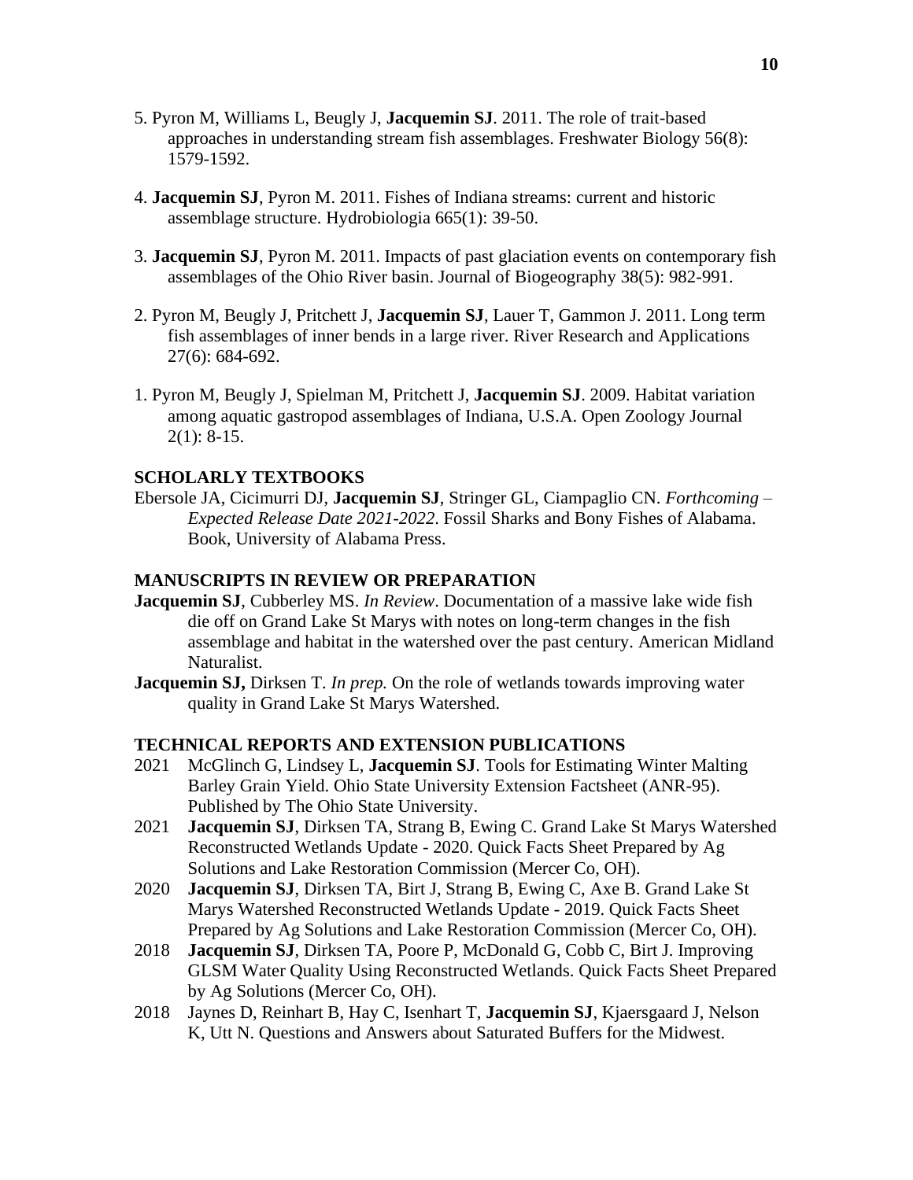5. Pyron M, Williams L, Beugly J, **Jacquemin SJ**. 2011. The role of trait-based approaches in understanding stream fish assemblages. Freshwater Biology 56(8): 1579-1592.

4. **Jacquemin SJ**, Pyron M. 2011. Fishes of Indiana streams: current and historic assemblage structure. Hydrobiologia 665(1): 39-50.

3. **Jacquemin SJ**, Pyron M. 2011. Impacts of past glaciation events on contemporary fish assemblages of the Ohio River basin. Journal of Biogeography 38(5): 982-991.

2. Pyron M, Beugly J, Pritchett J, **Jacquemin SJ**, Lauer T, Gammon J. 2011. Long term fish assemblages of inner bends in a large river. River Research and Applications 27(6): 684-692.

1. Pyron M, Beugly J, Spielman M, Pritchett J, **Jacquemin SJ**. 2009. Habitat variation among aquatic gastropod assemblages of Indiana, U.S.A. Open Zoology Journal 2(1): 8-15.

## SCHOLARLY TEXTBOOKS

Ebersole JA, Cicimurri DJ, **Jacquemin SJ**, Stringer GL, Ciampaglio CN. *Forthcoming – Expected Release Date 2021-2022*. Fossil Sharks and Bony Fishes of Alabama. Book, University of Alabama Press.

## MANUSCRIPTS IN REVIEW OR PREPARATION

**Jacquemin SJ**, Cubberley MS. *In Review*. Documentation of a massive lake wide fish die off on Grand Lake St Marys with notes on long-term changes in the fish assemblage and habitat in the watershed over the past century. American Midland Naturalist.

**Jacquemin SJ,** Dirksen T. *In prep.* On the role of wetlands towards improving water quality in Grand Lake St Marys Watershed.

## TECHNICAL REPORTS AND EXTENSION PUBLICATIONS

2021 McGlinch G, Lindsey L, **Jacquemin SJ**. Tools for Estimating Winter Malting Barley Grain Yield. Ohio State University Extension Factsheet (ANR-95). Published by The Ohio State University.

2021 **Jacquemin SJ**, Dirksen TA, Strang B, Ewing C. Grand Lake St Marys Watershed Reconstructed Wetlands Update - 2020. Quick Facts Sheet Prepared by Ag Solutions and Lake Restoration Commission (Mercer Co, OH).

2020 **Jacquemin SJ**, Dirksen TA, Birt J, Strang B, Ewing C, Axe B. Grand Lake St Marys Watershed Reconstructed Wetlands Update - 2019. Quick Facts Sheet Prepared by Ag Solutions and Lake Restoration Commission (Mercer Co, OH).

2018 **Jacquemin SJ**, Dirksen TA, Poore P, McDonald G, Cobb C, Birt J. Improving GLSM Water Quality Using Reconstructed Wetlands. Quick Facts Sheet Prepared by Ag Solutions (Mercer Co, OH).

2018 Jaynes D, Reinhart B, Hay C, Isenhart T, **Jacquemin SJ**, Kjaersgaard J, Nelson K, Utt N. Questions and Answers about Saturated Buffers for the Midwest.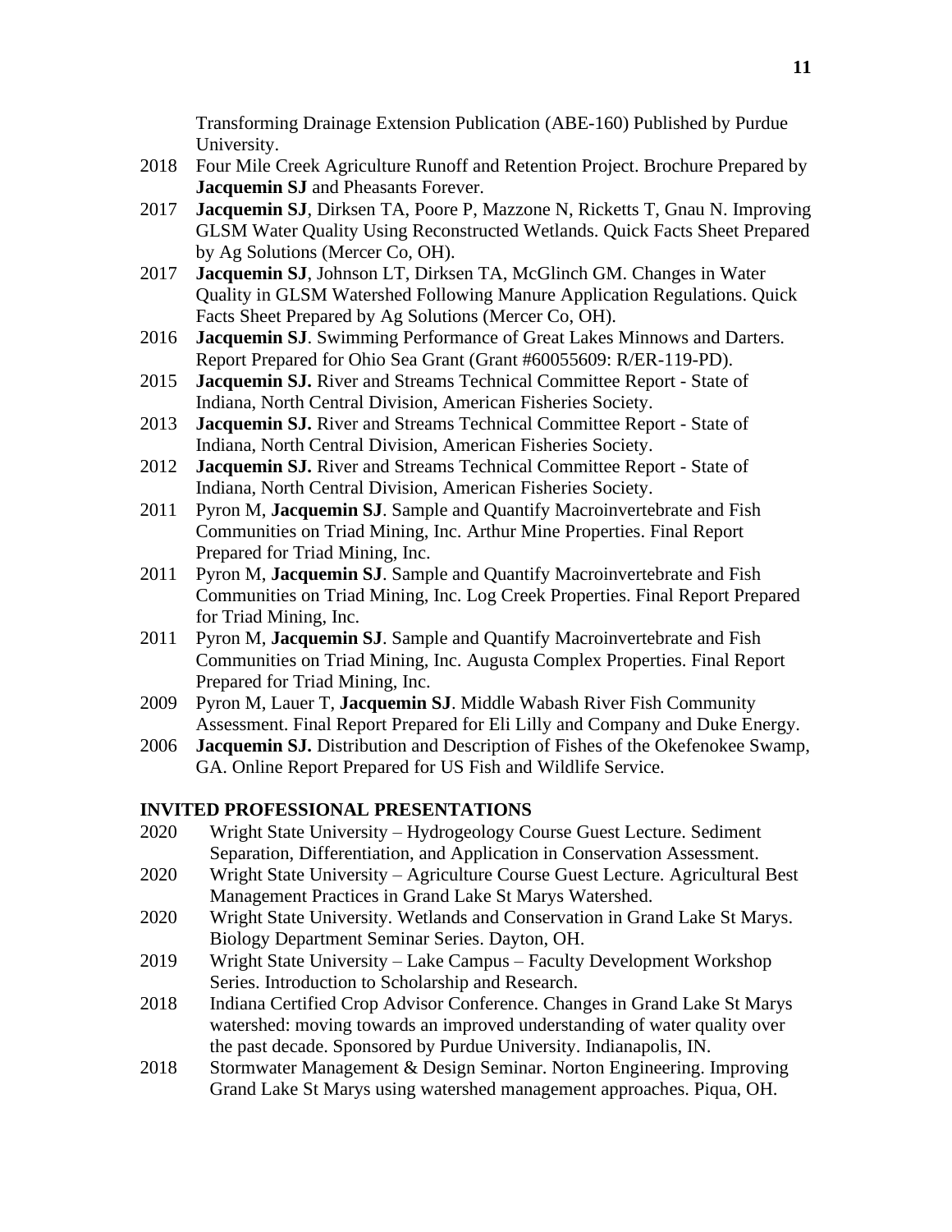Transforming Drainage Extension Publication (ABE-160) Published by Purdue University.

2018 Four Mile Creek Agriculture Runoff and Retention Project. Brochure Prepared by **Jacquemin SJ** and Pheasants Forever.

2017 **Jacquemin SJ**, Dirksen TA, Poore P, Mazzone N, Ricketts T, Gnau N. Improving GLSM Water Quality Using Reconstructed Wetlands. Quick Facts Sheet Prepared by Ag Solutions (Mercer Co, OH).

2017 **Jacquemin SJ**, Johnson LT, Dirksen TA, McGlinch GM. Changes in Water Quality in GLSM Watershed Following Manure Application Regulations. Quick Facts Sheet Prepared by Ag Solutions (Mercer Co, OH).

2016 **Jacquemin SJ**. Swimming Performance of Great Lakes Minnows and Darters. Report Prepared for Ohio Sea Grant (Grant #60055609: R/ER-119-PD).

2015 **Jacquemin SJ.** River and Streams Technical Committee Report - State of Indiana, North Central Division, American Fisheries Society.

2013 **Jacquemin SJ.** River and Streams Technical Committee Report - State of Indiana, North Central Division, American Fisheries Society.

2012 **Jacquemin SJ.** River and Streams Technical Committee Report - State of Indiana, North Central Division, American Fisheries Society.

2011 Pyron M, **Jacquemin SJ**. Sample and Quantify Macroinvertebrate and Fish Communities on Triad Mining, Inc. Arthur Mine Properties. Final Report Prepared for Triad Mining, Inc.

2011 Pyron M, **Jacquemin SJ**. Sample and Quantify Macroinvertebrate and Fish Communities on Triad Mining, Inc. Log Creek Properties. Final Report Prepared for Triad Mining, Inc.

2011 Pyron M, **Jacquemin SJ**. Sample and Quantify Macroinvertebrate and Fish Communities on Triad Mining, Inc. Augusta Complex Properties. Final Report Prepared for Triad Mining, Inc.

2009 Pyron M, Lauer T, **Jacquemin SJ**. Middle Wabash River Fish Community Assessment. Final Report Prepared for Eli Lilly and Company and Duke Energy.

2006 **Jacquemin SJ.** Distribution and Description of Fishes of the Okefenokee Swamp, GA. Online Report Prepared for US Fish and Wildlife Service.

**INVITED PROFESSIONAL PRESENTATIONS**

2020 Wright State University – Hydrogeology Course Guest Lecture. Sediment Separation, Differentiation, and Application in Conservation Assessment.

2020 Wright State University – Agriculture Course Guest Lecture. Agricultural Best Management Practices in Grand Lake St Marys Watershed.

2020 Wright State University. Wetlands and Conservation in Grand Lake St Marys. Biology Department Seminar Series. Dayton, OH.

2019 Wright State University – Lake Campus – Faculty Development Workshop Series. Introduction to Scholarship and Research.

2018 Indiana Certified Crop Advisor Conference. Changes in Grand Lake St Marys watershed: moving towards an improved understanding of water quality over the past decade. Sponsored by Purdue University. Indianapolis, IN.

2018 Stormwater Management & Design Seminar. Norton Engineering. Improving Grand Lake St Marys using watershed management approaches. Piqua, OH.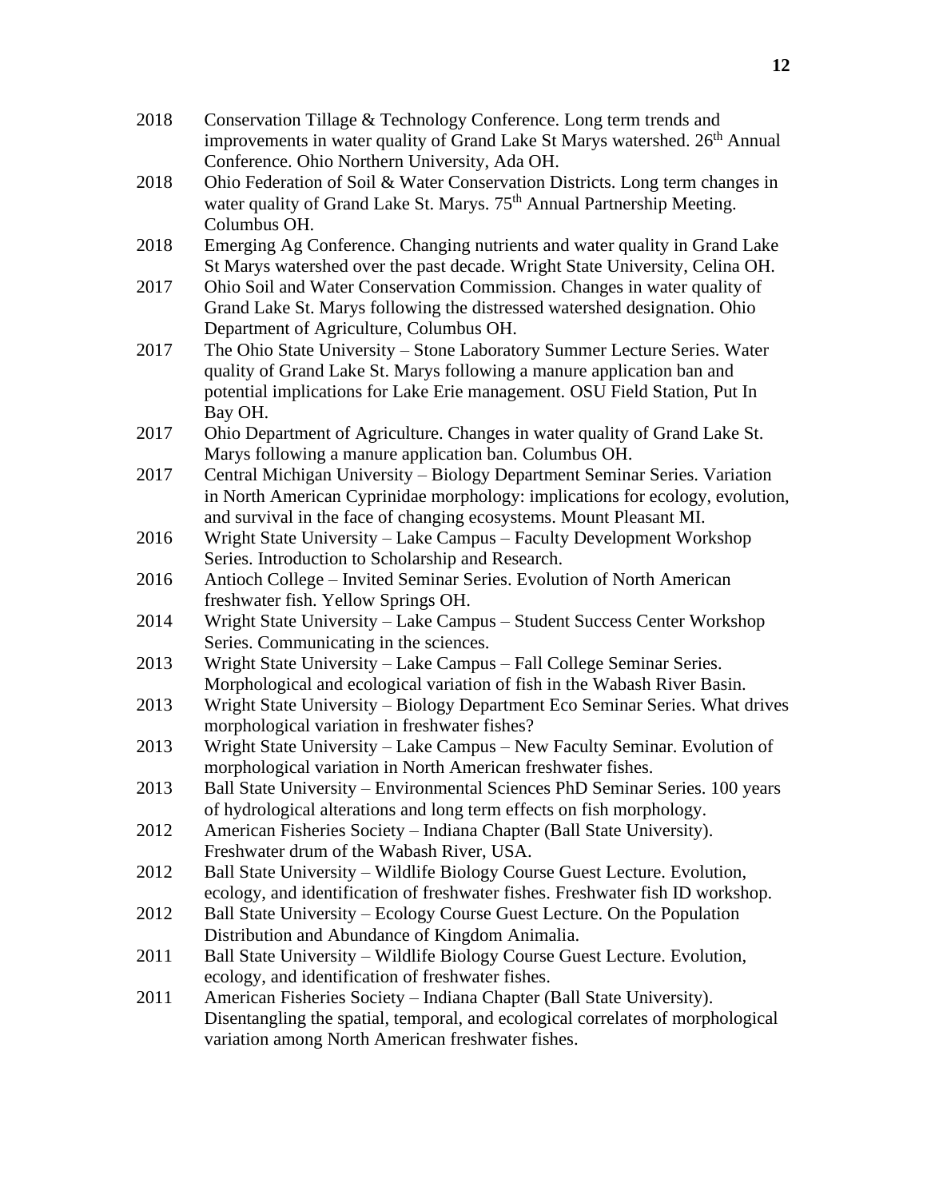2018 Conservation Tillage & Technology Conference. Long term trends and improvements in water quality of Grand Lake St Marys watershed. 26th Annual Conference. Ohio Northern University, Ada OH.

2018 Ohio Federation of Soil & Water Conservation Districts. Long term changes in water quality of Grand Lake St. Marys. 75th Annual Partnership Meeting. Columbus OH.

2018 Emerging Ag Conference. Changing nutrients and water quality in Grand Lake St Marys watershed over the past decade. Wright State University, Celina OH.

2017 Ohio Soil and Water Conservation Commission. Changes in water quality of Grand Lake St. Marys following the distressed watershed designation. Ohio Department of Agriculture, Columbus OH.

2017 The Ohio State University – Stone Laboratory Summer Lecture Series. Water quality of Grand Lake St. Marys following a manure application ban and potential implications for Lake Erie management. OSU Field Station, Put In Bay OH.

2017 Ohio Department of Agriculture. Changes in water quality of Grand Lake St. Marys following a manure application ban. Columbus OH.

2017 Central Michigan University – Biology Department Seminar Series. Variation in North American Cyprinidae morphology: implications for ecology, evolution, and survival in the face of changing ecosystems. Mount Pleasant MI.

2016 Wright State University – Lake Campus – Faculty Development Workshop Series. Introduction to Scholarship and Research.

2016 Antioch College – Invited Seminar Series. Evolution of North American freshwater fish. Yellow Springs OH.

2014 Wright State University – Lake Campus – Student Success Center Workshop Series. Communicating in the sciences.

2013 Wright State University – Lake Campus – Fall College Seminar Series. Morphological and ecological variation of fish in the Wabash River Basin.

2013 Wright State University – Biology Department Eco Seminar Series. What drives morphological variation in freshwater fishes?

2013 Wright State University – Lake Campus – New Faculty Seminar. Evolution of morphological variation in North American freshwater fishes.

2013 Ball State University – Environmental Sciences PhD Seminar Series. 100 years of hydrological alterations and long term effects on fish morphology.

2012 American Fisheries Society – Indiana Chapter (Ball State University). Freshwater drum of the Wabash River, USA.

2012 Ball State University – Wildlife Biology Course Guest Lecture. Evolution, ecology, and identification of freshwater fishes. Freshwater fish ID workshop.

2012 Ball State University – Ecology Course Guest Lecture. On the Population Distribution and Abundance of Kingdom Animalia.

2011 Ball State University – Wildlife Biology Course Guest Lecture. Evolution, ecology, and identification of freshwater fishes.

2011 American Fisheries Society – Indiana Chapter (Ball State University). Disentangling the spatial, temporal, and ecological correlates of morphological variation among North American freshwater fishes.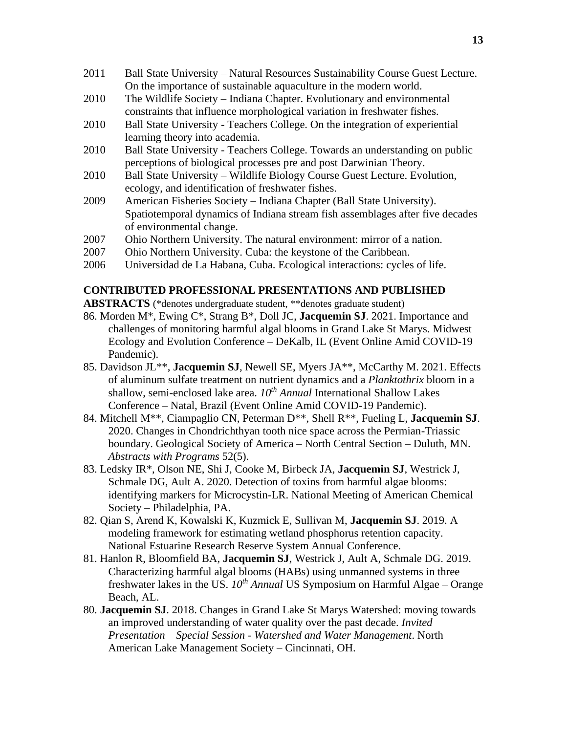2011 Ball State University – Natural Resources Sustainability Course Guest Lecture. On the importance of sustainable aquaculture in the modern world.

2010 The Wildlife Society – Indiana Chapter. Evolutionary and environmental constraints that influence morphological variation in freshwater fishes.

2010 Ball State University - Teachers College. On the integration of experiential learning theory into academia.

2010 Ball State University - Teachers College. Towards an understanding on public perceptions of biological processes pre and post Darwinian Theory.

2010 Ball State University – Wildlife Biology Course Guest Lecture. Evolution, ecology, and identification of freshwater fishes.

2009 American Fisheries Society – Indiana Chapter (Ball State University). Spatiotemporal dynamics of Indiana stream fish assemblages after five decades of environmental change.

2007 Ohio Northern University. The natural environment: mirror of a nation.

2007 Ohio Northern University. Cuba: the keystone of the Caribbean.

2006 Universidad de La Habana, Cuba. Ecological interactions: cycles of life.

**CONTRIBUTED PROFESSIONAL PRESENTATIONS AND PUBLISHED ABSTRACTS** (*denotes undergraduate student, **denotes graduate student)

86. Morden M*, Ewing C*, Strang B*, Doll JC, **Jacquemin SJ**. 2021. Importance and challenges of monitoring harmful algal blooms in Grand Lake St Marys. Midwest Ecology and Evolution Conference – DeKalb, IL (Event Online Amid COVID-19 Pandemic).

85. Davidson JL**, **Jacquemin SJ**, Newell SE, Myers JA**, McCarthy M. 2021. Effects of aluminum sulfate treatment on nutrient dynamics and a *Planktothrix* bloom in a shallow, semi-enclosed lake area. *10th Annual* International Shallow Lakes Conference – Natal, Brazil (Event Online Amid COVID-19 Pandemic).

84. Mitchell M**, Ciampaglio CN, Peterman D**, Shell R**, Fueling L, **Jacquemin SJ**. 2020. Changes in Chondrichthyan tooth nice space across the Permian-Triassic boundary. Geological Society of America – North Central Section – Duluth, MN. *Abstracts with Programs* 52(5).

83. Ledsky IR*, Olson NE, Shi J, Cooke M, Birbeck JA, **Jacquemin SJ**, Westrick J, Schmale DG, Ault A. 2020. Detection of toxins from harmful algae blooms: identifying markers for Microcystin-LR. National Meeting of American Chemical Society – Philadelphia, PA.

82. Qian S, Arend K, Kowalski K, Kuzmick E, Sullivan M, **Jacquemin SJ**. 2019. A modeling framework for estimating wetland phosphorus retention capacity. National Estuarine Research Reserve System Annual Conference.

81. Hanlon R, Bloomfield BA, **Jacquemin SJ**, Westrick J, Ault A, Schmale DG. 2019. Characterizing harmful algal blooms (HABs) using unmanned systems in three freshwater lakes in the US. *10th Annual* US Symposium on Harmful Algae – Orange Beach, AL.

80. **Jacquemin SJ**. 2018. Changes in Grand Lake St Marys Watershed: moving towards an improved understanding of water quality over the past decade. *Invited Presentation – Special Session - Watershed and Water Management*. North American Lake Management Society – Cincinnati, OH.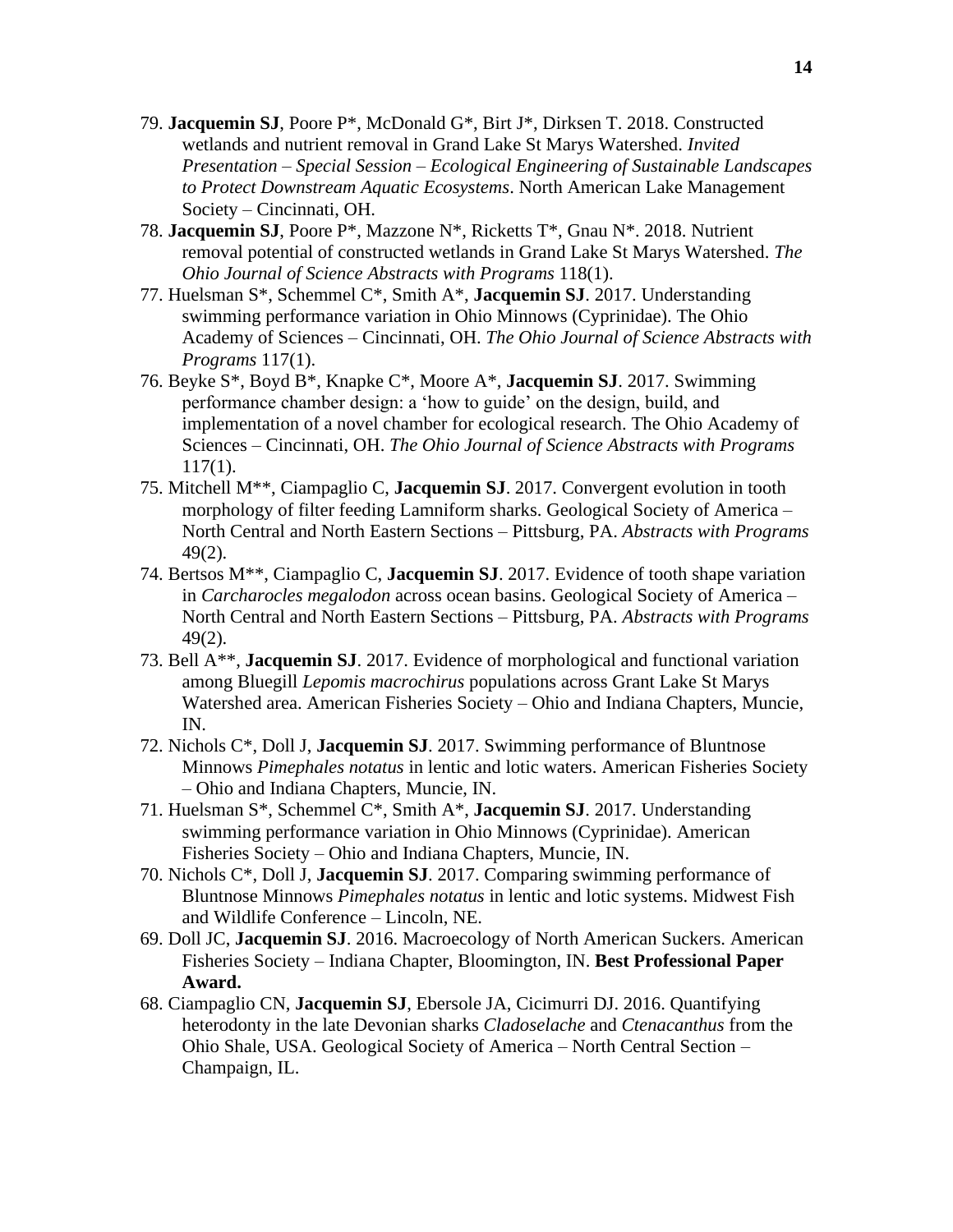79. **Jacquemin SJ**, Poore P*, McDonald G*, Birt J*, Dirksen T. 2018. Constructed wetlands and nutrient removal in Grand Lake St Marys Watershed. *Invited Presentation – Special Session – Ecological Engineering of Sustainable Landscapes to Protect Downstream Aquatic Ecosystems*. North American Lake Management Society – Cincinnati, OH.
78. **Jacquemin SJ**, Poore P*, Mazzone N*, Ricketts T*, Gnau N*. 2018. Nutrient removal potential of constructed wetlands in Grand Lake St Marys Watershed. *The Ohio Journal of Science Abstracts with Programs* 118(1).
77. Huelsman S*, Schemmel C*, Smith A*, **Jacquemin SJ**. 2017. Understanding swimming performance variation in Ohio Minnows (Cyprinidae). The Ohio Academy of Sciences – Cincinnati, OH. *The Ohio Journal of Science Abstracts with Programs* 117(1).
76. Beyke S*, Boyd B*, Knapke C*, Moore A*, **Jacquemin SJ**. 2017. Swimming performance chamber design: a 'how to guide' on the design, build, and implementation of a novel chamber for ecological research. The Ohio Academy of Sciences – Cincinnati, OH. *The Ohio Journal of Science Abstracts with Programs* 117(1).
75. Mitchell M**, Ciampaglio C, **Jacquemin SJ**. 2017. Convergent evolution in tooth morphology of filter feeding Lamniform sharks. Geological Society of America – North Central and North Eastern Sections – Pittsburg, PA. *Abstracts with Programs* 49(2).
74. Bertsos M**, Ciampaglio C, **Jacquemin SJ**. 2017. Evidence of tooth shape variation in *Carcharocles megalodon* across ocean basins. Geological Society of America – North Central and North Eastern Sections – Pittsburg, PA. *Abstracts with Programs* 49(2).
73. Bell A**, **Jacquemin SJ**. 2017. Evidence of morphological and functional variation among Bluegill *Lepomis macrochirus* populations across Grant Lake St Marys Watershed area. American Fisheries Society – Ohio and Indiana Chapters, Muncie, IN.
72. Nichols C*, Doll J, **Jacquemin SJ**. 2017. Swimming performance of Bluntnose Minnows *Pimephales notatus* in lentic and lotic waters. American Fisheries Society – Ohio and Indiana Chapters, Muncie, IN.
71. Huelsman S*, Schemmel C*, Smith A*, **Jacquemin SJ**. 2017. Understanding swimming performance variation in Ohio Minnows (Cyprinidae). American Fisheries Society – Ohio and Indiana Chapters, Muncie, IN.
70. Nichols C*, Doll J, **Jacquemin SJ**. 2017. Comparing swimming performance of Bluntnose Minnows *Pimephales notatus* in lentic and lotic systems. Midwest Fish and Wildlife Conference – Lincoln, NE.
69. Doll JC, **Jacquemin SJ**. 2016. Macroecology of North American Suckers. American Fisheries Society – Indiana Chapter, Bloomington, IN. **Best Professional Paper Award.**
68. Ciampaglio CN, **Jacquemin SJ**, Ebersole JA, Cicimurri DJ. 2016. Quantifying heterodonty in the late Devonian sharks *Cladoselache* and *Ctenacanthus* from the Ohio Shale, USA. Geological Society of America – North Central Section – Champaign, IL.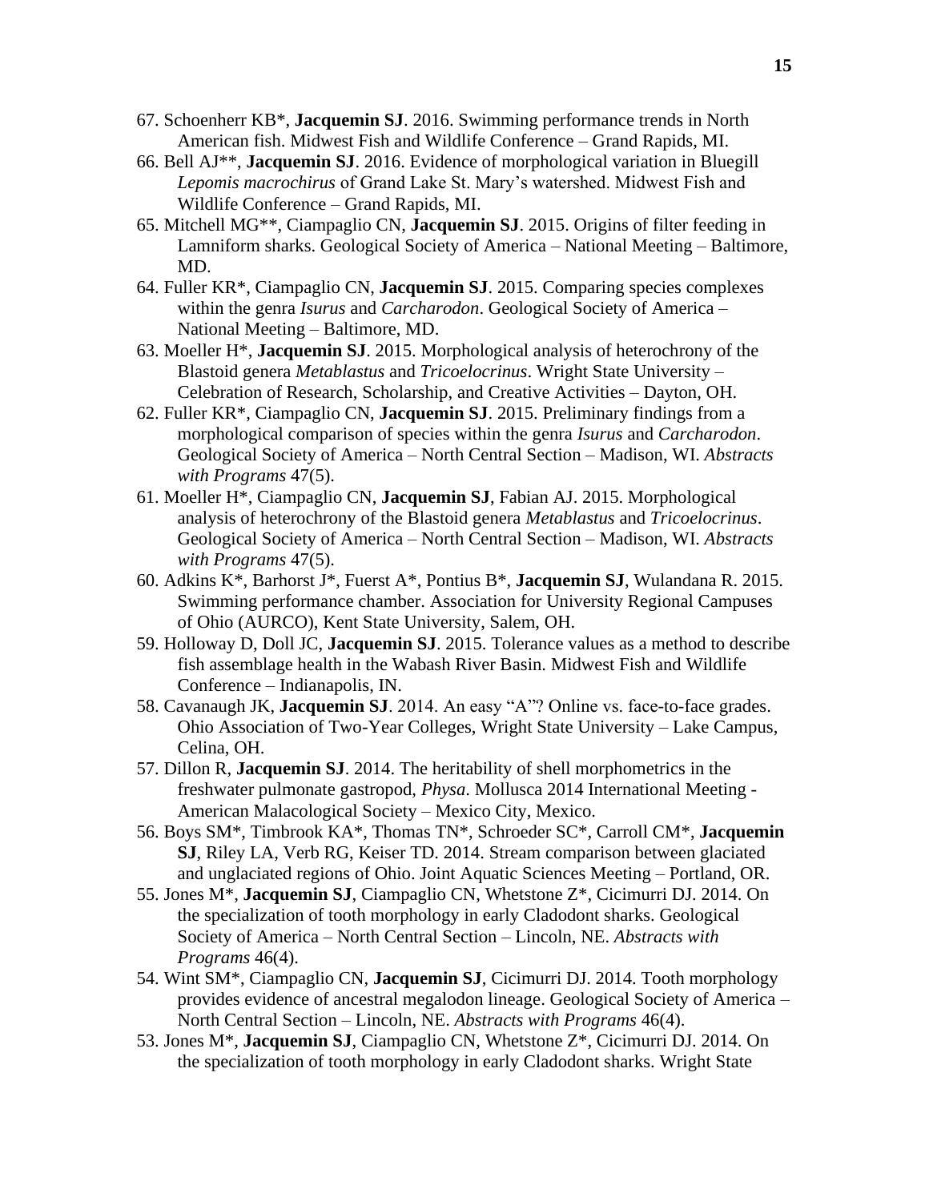67. Schoenherr KB*, **Jacquemin SJ**. 2016. Swimming performance trends in North American fish. Midwest Fish and Wildlife Conference – Grand Rapids, MI.
66. Bell AJ**, **Jacquemin SJ**. 2016. Evidence of morphological variation in Bluegill *Lepomis macrochirus* of Grand Lake St. Mary's watershed. Midwest Fish and Wildlife Conference – Grand Rapids, MI.
65. Mitchell MG**, Ciampaglio CN, **Jacquemin SJ**. 2015. Origins of filter feeding in Lamniform sharks. Geological Society of America – National Meeting – Baltimore, MD.
64. Fuller KR*, Ciampaglio CN, **Jacquemin SJ**. 2015. Comparing species complexes within the genra *Isurus* and *Carcharodon*. Geological Society of America – National Meeting – Baltimore, MD.
63. Moeller H*, **Jacquemin SJ**. 2015. Morphological analysis of heterochrony of the Blastoid genera *Metablastus* and *Tricoelocrinus*. Wright State University – Celebration of Research, Scholarship, and Creative Activities – Dayton, OH.
62. Fuller KR*, Ciampaglio CN, **Jacquemin SJ**. 2015. Preliminary findings from a morphological comparison of species within the genra *Isurus* and *Carcharodon*. Geological Society of America – North Central Section – Madison, WI. *Abstracts with Programs* 47(5).
61. Moeller H*, Ciampaglio CN, **Jacquemin SJ**, Fabian AJ. 2015. Morphological analysis of heterochrony of the Blastoid genera *Metablastus* and *Tricoelocrinus*. Geological Society of America – North Central Section – Madison, WI. *Abstracts with Programs* 47(5).
60. Adkins K*, Barhorst J*, Fuerst A*, Pontius B*, **Jacquemin SJ**, Wulandana R. 2015. Swimming performance chamber. Association for University Regional Campuses of Ohio (AURCO), Kent State University, Salem, OH.
59. Holloway D, Doll JC, **Jacquemin SJ**. 2015. Tolerance values as a method to describe fish assemblage health in the Wabash River Basin. Midwest Fish and Wildlife Conference – Indianapolis, IN.
58. Cavanaugh JK, **Jacquemin SJ**. 2014. An easy "A"? Online vs. face-to-face grades. Ohio Association of Two-Year Colleges, Wright State University – Lake Campus, Celina, OH.
57. Dillon R, **Jacquemin SJ**. 2014. The heritability of shell morphometrics in the freshwater pulmonate gastropod, *Physa*. Mollusca 2014 International Meeting - American Malacological Society – Mexico City, Mexico.
56. Boys SM*, Timbrook KA*, Thomas TN*, Schroeder SC*, Carroll CM*, **Jacquemin SJ**, Riley LA, Verb RG, Keiser TD. 2014. Stream comparison between glaciated and unglaciated regions of Ohio. Joint Aquatic Sciences Meeting – Portland, OR.
55. Jones M*, **Jacquemin SJ**, Ciampaglio CN, Whetstone Z*, Cicimurri DJ. 2014. On the specialization of tooth morphology in early Cladodont sharks. Geological Society of America – North Central Section – Lincoln, NE. *Abstracts with Programs* 46(4).
54. Wint SM*, Ciampaglio CN, **Jacquemin SJ**, Cicimurri DJ. 2014. Tooth morphology provides evidence of ancestral megalodon lineage. Geological Society of America – North Central Section – Lincoln, NE. *Abstracts with Programs* 46(4).
53. Jones M*, **Jacquemin SJ**, Ciampaglio CN, Whetstone Z*, Cicimurri DJ. 2014. On the specialization of tooth morphology in early Cladodont sharks. Wright State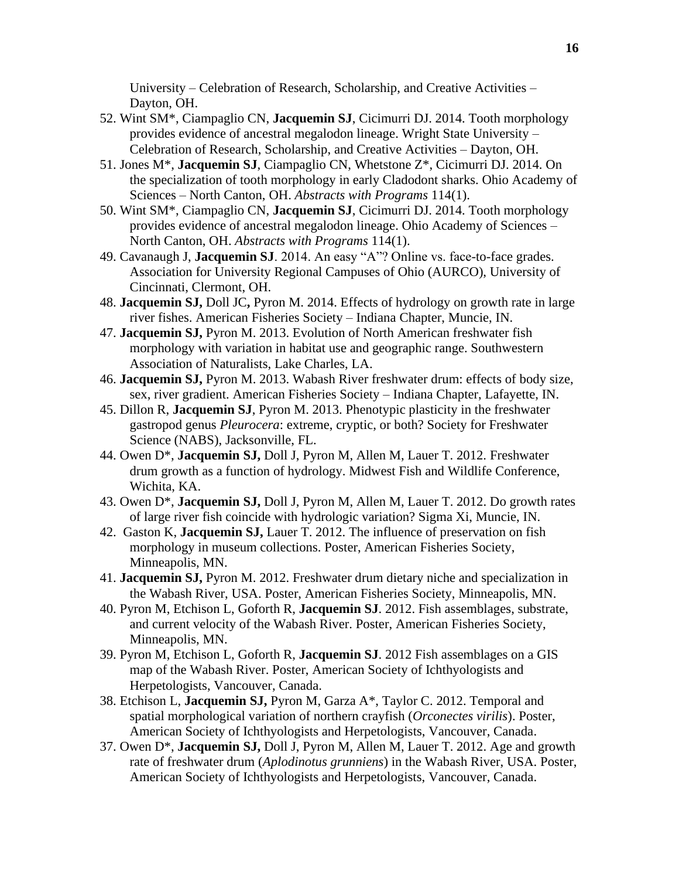University – Celebration of Research, Scholarship, and Creative Activities – Dayton, OH.

52. Wint SM*, Ciampaglio CN, **Jacquemin SJ**, Cicimurri DJ. 2014. Tooth morphology provides evidence of ancestral megalodon lineage. Wright State University – Celebration of Research, Scholarship, and Creative Activities – Dayton, OH.
51. Jones M*, **Jacquemin SJ**, Ciampaglio CN, Whetstone Z*, Cicimurri DJ. 2014. On the specialization of tooth morphology in early Cladodont sharks. Ohio Academy of Sciences – North Canton, OH. *Abstracts with Programs* 114(1).
50. Wint SM*, Ciampaglio CN, **Jacquemin SJ**, Cicimurri DJ. 2014. Tooth morphology provides evidence of ancestral megalodon lineage. Ohio Academy of Sciences – North Canton, OH. *Abstracts with Programs* 114(1).
49. Cavanaugh J, **Jacquemin SJ**. 2014. An easy "A"? Online vs. face-to-face grades. Association for University Regional Campuses of Ohio (AURCO), University of Cincinnati, Clermont, OH.
48. **Jacquemin SJ,** Doll JC**,** Pyron M. 2014. Effects of hydrology on growth rate in large river fishes. American Fisheries Society – Indiana Chapter, Muncie, IN.
47. **Jacquemin SJ,** Pyron M. 2013. Evolution of North American freshwater fish morphology with variation in habitat use and geographic range. Southwestern Association of Naturalists, Lake Charles, LA.
46. **Jacquemin SJ,** Pyron M. 2013. Wabash River freshwater drum: effects of body size, sex, river gradient. American Fisheries Society – Indiana Chapter, Lafayette, IN.
45. Dillon R, **Jacquemin SJ**, Pyron M. 2013. Phenotypic plasticity in the freshwater gastropod genus *Pleurocera*: extreme, cryptic, or both? Society for Freshwater Science (NABS), Jacksonville, FL.
44. Owen D*, **Jacquemin SJ,** Doll J, Pyron M, Allen M, Lauer T. 2012. Freshwater drum growth as a function of hydrology. Midwest Fish and Wildlife Conference, Wichita, KA.
43. Owen D*, **Jacquemin SJ,** Doll J, Pyron M, Allen M, Lauer T. 2012. Do growth rates of large river fish coincide with hydrologic variation? Sigma Xi, Muncie, IN.
42. Gaston K, **Jacquemin SJ,** Lauer T. 2012. The influence of preservation on fish morphology in museum collections. Poster, American Fisheries Society, Minneapolis, MN.
41. **Jacquemin SJ,** Pyron M. 2012. Freshwater drum dietary niche and specialization in the Wabash River, USA. Poster, American Fisheries Society, Minneapolis, MN.
40. Pyron M, Etchison L, Goforth R, **Jacquemin SJ**. 2012. Fish assemblages, substrate, and current velocity of the Wabash River. Poster, American Fisheries Society, Minneapolis, MN.
39. Pyron M, Etchison L, Goforth R, **Jacquemin SJ**. 2012 Fish assemblages on a GIS map of the Wabash River. Poster, American Society of Ichthyologists and Herpetologists, Vancouver, Canada.
38. Etchison L, **Jacquemin SJ,** Pyron M, Garza A*, Taylor C. 2012. Temporal and spatial morphological variation of northern crayfish (*Orconectes virilis*). Poster, American Society of Ichthyologists and Herpetologists, Vancouver, Canada.
37. Owen D*, **Jacquemin SJ,** Doll J, Pyron M, Allen M, Lauer T. 2012. Age and growth rate of freshwater drum (*Aplodinotus grunniens*) in the Wabash River, USA. Poster, American Society of Ichthyologists and Herpetologists, Vancouver, Canada.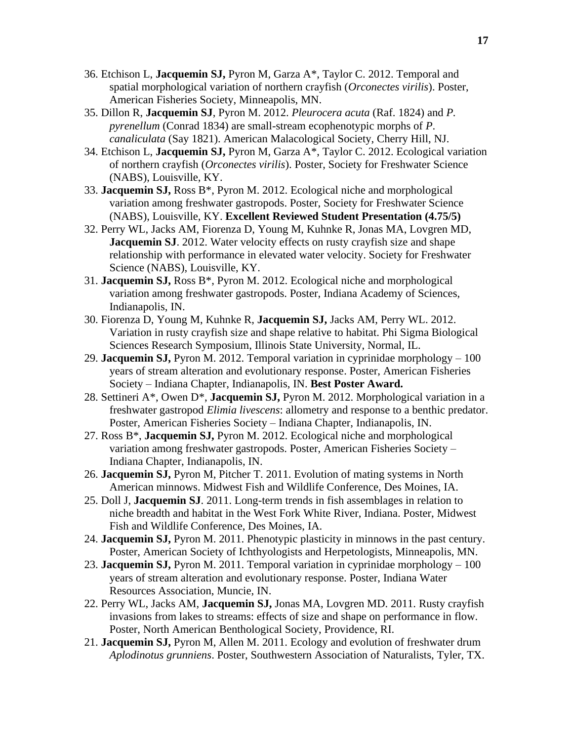36. Etchison L, **Jacquemin SJ,** Pyron M, Garza A*, Taylor C. 2012. Temporal and spatial morphological variation of northern crayfish (*Orconectes virilis*). Poster, American Fisheries Society, Minneapolis, MN.

35. Dillon R, **Jacquemin SJ**, Pyron M. 2012. *Pleurocera acuta* (Raf. 1824) and *P. pyrenellum* (Conrad 1834) are small-stream ecophenotypic morphs of *P. canaliculata* (Say 1821). American Malacological Society, Cherry Hill, NJ.

34. Etchison L, **Jacquemin SJ,** Pyron M, Garza A*, Taylor C. 2012. Ecological variation of northern crayfish (*Orconectes virilis*). Poster, Society for Freshwater Science (NABS), Louisville, KY.

33. **Jacquemin SJ,** Ross B*, Pyron M. 2012. Ecological niche and morphological variation among freshwater gastropods. Poster, Society for Freshwater Science (NABS), Louisville, KY. **Excellent Reviewed Student Presentation (4.75/5)**

32. Perry WL, Jacks AM, Fiorenza D, Young M, Kuhnke R, Jonas MA, Lovgren MD, **Jacquemin SJ**. 2012. Water velocity effects on rusty crayfish size and shape relationship with performance in elevated water velocity. Society for Freshwater Science (NABS), Louisville, KY.

31. **Jacquemin SJ,** Ross B*, Pyron M. 2012. Ecological niche and morphological variation among freshwater gastropods. Poster, Indiana Academy of Sciences, Indianapolis, IN.

30. Fiorenza D, Young M, Kuhnke R, **Jacquemin SJ,** Jacks AM, Perry WL. 2012. Variation in rusty crayfish size and shape relative to habitat. Phi Sigma Biological Sciences Research Symposium, Illinois State University, Normal, IL.

29. **Jacquemin SJ,** Pyron M. 2012. Temporal variation in cyprinidae morphology – 100 years of stream alteration and evolutionary response. Poster, American Fisheries Society – Indiana Chapter, Indianapolis, IN. **Best Poster Award.**

28. Settineri A*, Owen D*, **Jacquemin SJ,** Pyron M. 2012. Morphological variation in a freshwater gastropod *Elimia livescens*: allometry and response to a benthic predator. Poster, American Fisheries Society – Indiana Chapter, Indianapolis, IN.

27. Ross B*, **Jacquemin SJ,** Pyron M. 2012. Ecological niche and morphological variation among freshwater gastropods. Poster, American Fisheries Society – Indiana Chapter, Indianapolis, IN.

26. **Jacquemin SJ,** Pyron M, Pitcher T. 2011. Evolution of mating systems in North American minnows. Midwest Fish and Wildlife Conference, Des Moines, IA.

25. Doll J, **Jacquemin SJ**. 2011. Long-term trends in fish assemblages in relation to niche breadth and habitat in the West Fork White River, Indiana. Poster, Midwest Fish and Wildlife Conference, Des Moines, IA.

24. **Jacquemin SJ,** Pyron M. 2011. Phenotypic plasticity in minnows in the past century. Poster, American Society of Ichthyologists and Herpetologists, Minneapolis, MN.

23. **Jacquemin SJ,** Pyron M. 2011. Temporal variation in cyprinidae morphology – 100 years of stream alteration and evolutionary response. Poster, Indiana Water Resources Association, Muncie, IN.

22. Perry WL, Jacks AM, **Jacquemin SJ,** Jonas MA, Lovgren MD. 2011. Rusty crayfish invasions from lakes to streams: effects of size and shape on performance in flow. Poster, North American Benthological Society, Providence, RI.

21. **Jacquemin SJ,** Pyron M, Allen M. 2011. Ecology and evolution of freshwater drum *Aplodinotus grunniens*. Poster, Southwestern Association of Naturalists, Tyler, TX.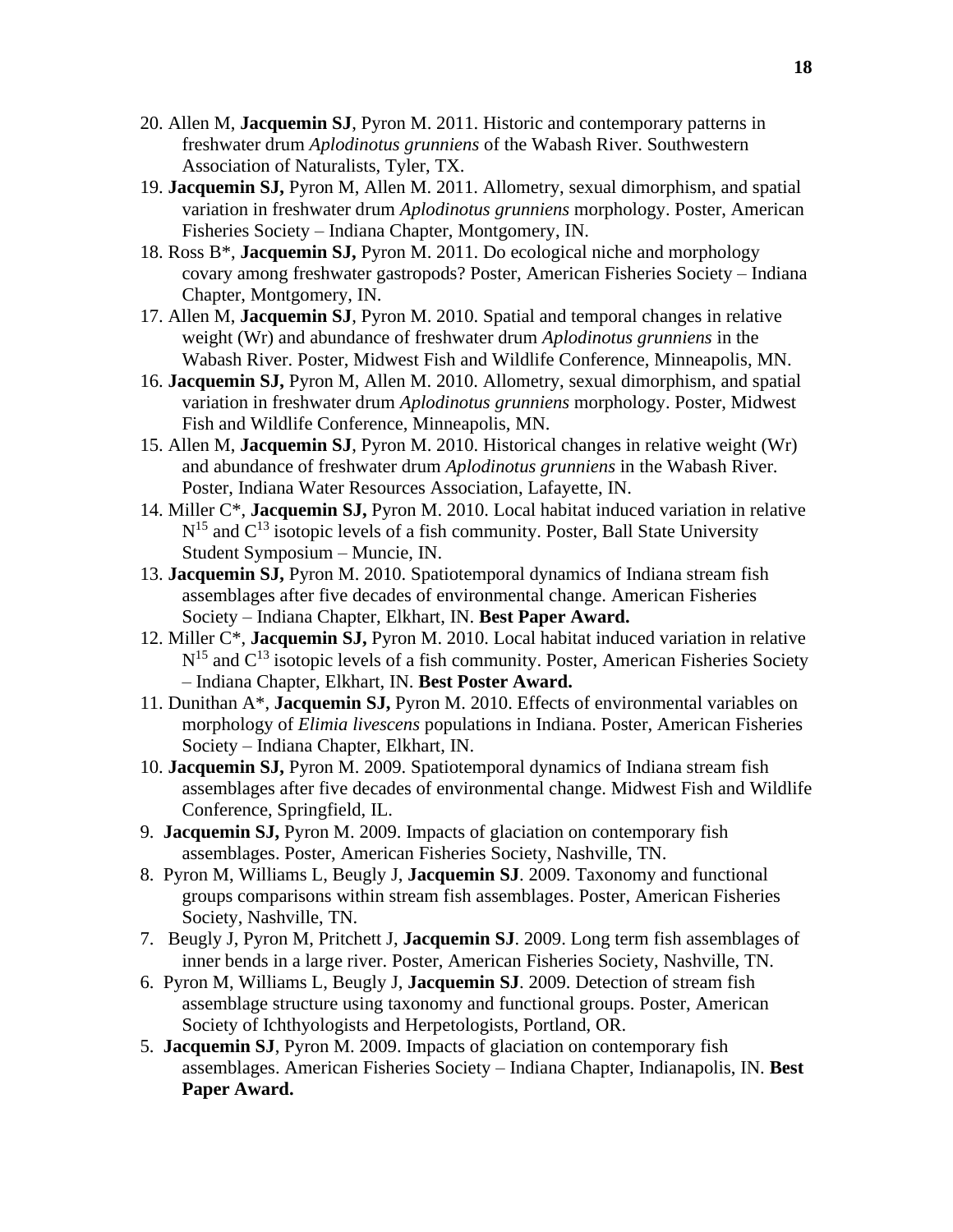20. Allen M, **Jacquemin SJ**, Pyron M. 2011. Historic and contemporary patterns in freshwater drum *Aplodinotus grunniens* of the Wabash River. Southwestern Association of Naturalists, Tyler, TX.
19. **Jacquemin SJ,** Pyron M, Allen M. 2011. Allometry, sexual dimorphism, and spatial variation in freshwater drum *Aplodinotus grunniens* morphology. Poster, American Fisheries Society – Indiana Chapter, Montgomery, IN.
18. Ross B*, **Jacquemin SJ,** Pyron M. 2011. Do ecological niche and morphology covary among freshwater gastropods? Poster, American Fisheries Society – Indiana Chapter, Montgomery, IN.
17. Allen M, **Jacquemin SJ**, Pyron M. 2010. Spatial and temporal changes in relative weight (Wr) and abundance of freshwater drum *Aplodinotus grunniens* in the Wabash River. Poster, Midwest Fish and Wildlife Conference, Minneapolis, MN.
16. **Jacquemin SJ,** Pyron M, Allen M. 2010. Allometry, sexual dimorphism, and spatial variation in freshwater drum *Aplodinotus grunniens* morphology. Poster, Midwest Fish and Wildlife Conference, Minneapolis, MN.
15. Allen M, **Jacquemin SJ**, Pyron M. 2010. Historical changes in relative weight (Wr) and abundance of freshwater drum *Aplodinotus grunniens* in the Wabash River. Poster, Indiana Water Resources Association, Lafayette, IN.
14. Miller C*, **Jacquemin SJ,** Pyron M. 2010. Local habitat induced variation in relative $N^{15}$ and $C^{13}$ isotopic levels of a fish community. Poster, Ball State University Student Symposium – Muncie, IN.
13. **Jacquemin SJ,** Pyron M. 2010. Spatiotemporal dynamics of Indiana stream fish assemblages after five decades of environmental change. American Fisheries Society – Indiana Chapter, Elkhart, IN. **Best Paper Award.**
12. Miller C*, **Jacquemin SJ,** Pyron M. 2010. Local habitat induced variation in relative $N^{15}$ and $C^{13}$ isotopic levels of a fish community. Poster, American Fisheries Society – Indiana Chapter, Elkhart, IN. **Best Poster Award.**
11. Dunithan A*, **Jacquemin SJ,** Pyron M. 2010. Effects of environmental variables on morphology of *Elimia livescens* populations in Indiana. Poster, American Fisheries Society – Indiana Chapter, Elkhart, IN.
10. **Jacquemin SJ,** Pyron M. 2009. Spatiotemporal dynamics of Indiana stream fish assemblages after five decades of environmental change. Midwest Fish and Wildlife Conference, Springfield, IL.
9. **Jacquemin SJ,** Pyron M. 2009. Impacts of glaciation on contemporary fish assemblages. Poster, American Fisheries Society, Nashville, TN.
8. Pyron M, Williams L, Beugly J, **Jacquemin SJ**. 2009. Taxonomy and functional groups comparisons within stream fish assemblages. Poster, American Fisheries Society, Nashville, TN.
7. Beugly J, Pyron M, Pritchett J, **Jacquemin SJ**. 2009. Long term fish assemblages of inner bends in a large river. Poster, American Fisheries Society, Nashville, TN.
6. Pyron M, Williams L, Beugly J, **Jacquemin SJ**. 2009. Detection of stream fish assemblage structure using taxonomy and functional groups. Poster, American Society of Ichthyologists and Herpetologists, Portland, OR.
5. **Jacquemin SJ**, Pyron M. 2009. Impacts of glaciation on contemporary fish assemblages. American Fisheries Society – Indiana Chapter, Indianapolis, IN. **Best Paper Award.**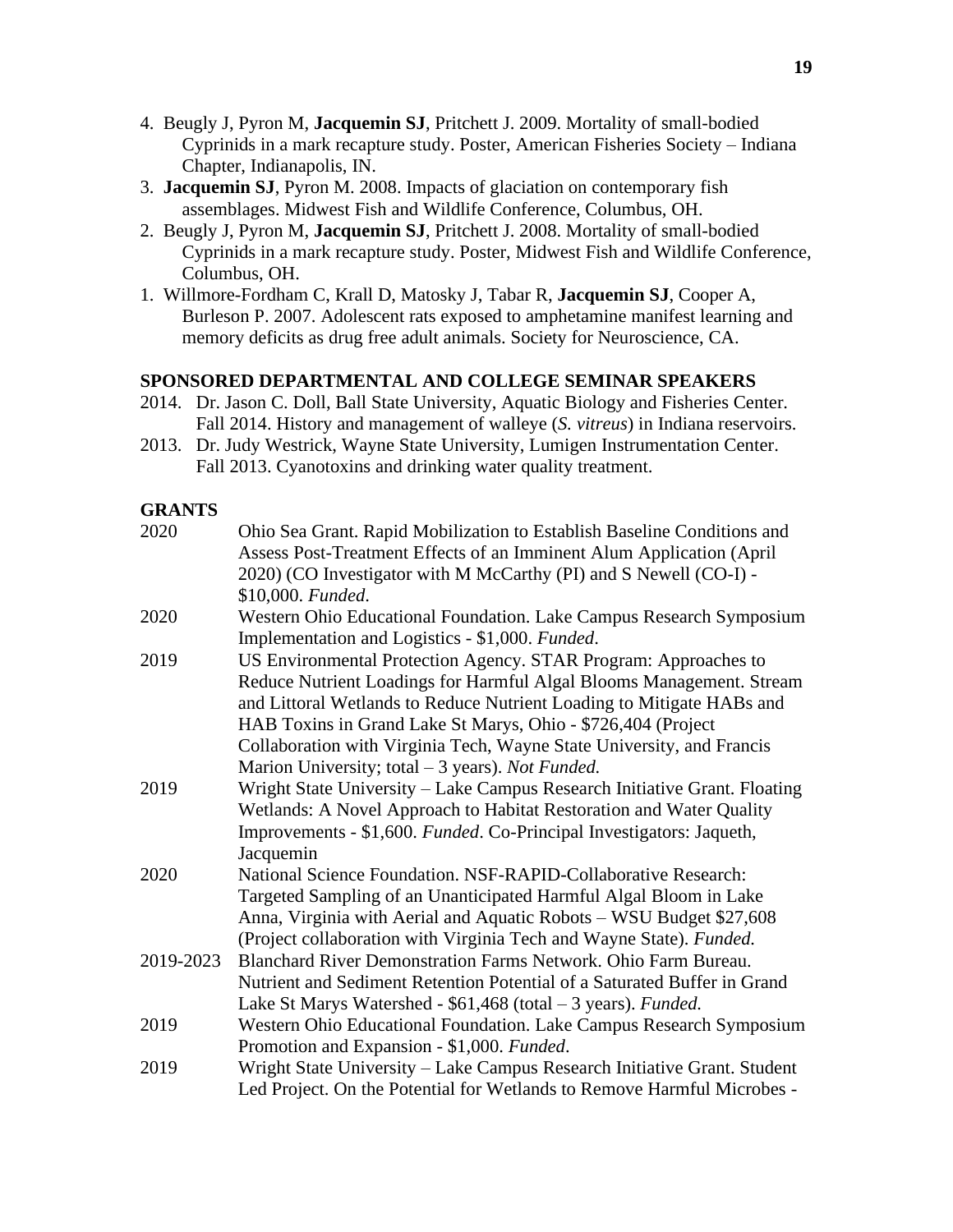4. Beugly J, Pyron M, **Jacquemin SJ**, Pritchett J. 2009. Mortality of small-bodied Cyprinids in a mark recapture study. Poster, American Fisheries Society – Indiana Chapter, Indianapolis, IN.
3. **Jacquemin SJ**, Pyron M. 2008. Impacts of glaciation on contemporary fish assemblages. Midwest Fish and Wildlife Conference, Columbus, OH.
2. Beugly J, Pyron M, **Jacquemin SJ**, Pritchett J. 2008. Mortality of small-bodied Cyprinids in a mark recapture study. Poster, Midwest Fish and Wildlife Conference, Columbus, OH.
1. Willmore-Fordham C, Krall D, Matosky J, Tabar R, **Jacquemin SJ**, Cooper A, Burleson P. 2007. Adolescent rats exposed to amphetamine manifest learning and memory deficits as drug free adult animals. Society for Neuroscience, CA.

## SPONSORED DEPARTMENTAL AND COLLEGE SEMINAR SPEAKERS

2014. Dr. Jason C. Doll, Ball State University, Aquatic Biology and Fisheries Center. Fall 2014. History and management of walleye (*S. vitreus*) in Indiana reservoirs.

2013. Dr. Judy Westrick, Wayne State University, Lumigen Instrumentation Center. Fall 2013. Cyanotoxins and drinking water quality treatment.

## GRANTS

2020 Ohio Sea Grant. Rapid Mobilization to Establish Baseline Conditions and Assess Post-Treatment Effects of an Imminent Alum Application (April 2020) (CO Investigator with M McCarthy (PI) and S Newell (CO-I) - $10,000. *Funded*.

2020 Western Ohio Educational Foundation. Lake Campus Research Symposium Implementation and Logistics - $1,000. *Funded*.

2019 US Environmental Protection Agency. STAR Program: Approaches to Reduce Nutrient Loadings for Harmful Algal Blooms Management. Stream and Littoral Wetlands to Reduce Nutrient Loading to Mitigate HABs and HAB Toxins in Grand Lake St Marys, Ohio - $726,404 (Project Collaboration with Virginia Tech, Wayne State University, and Francis Marion University; total – 3 years). *Not Funded.*

2019 Wright State University – Lake Campus Research Initiative Grant. Floating Wetlands: A Novel Approach to Habitat Restoration and Water Quality Improvements - $1,600. *Funded*. Co-Principal Investigators: Jaqueth, Jacquemin

2020 National Science Foundation. NSF-RAPID-Collaborative Research: Targeted Sampling of an Unanticipated Harmful Algal Bloom in Lake Anna, Virginia with Aerial and Aquatic Robots – WSU Budget $27,608 (Project collaboration with Virginia Tech and Wayne State). *Funded.*

2019-2023 Blanchard River Demonstration Farms Network. Ohio Farm Bureau. Nutrient and Sediment Retention Potential of a Saturated Buffer in Grand Lake St Marys Watershed - $61,468 (total – 3 years). *Funded.*

2019 Western Ohio Educational Foundation. Lake Campus Research Symposium Promotion and Expansion - $1,000. *Funded*.

2019 Wright State University – Lake Campus Research Initiative Grant. Student Led Project. On the Potential for Wetlands to Remove Harmful Microbes -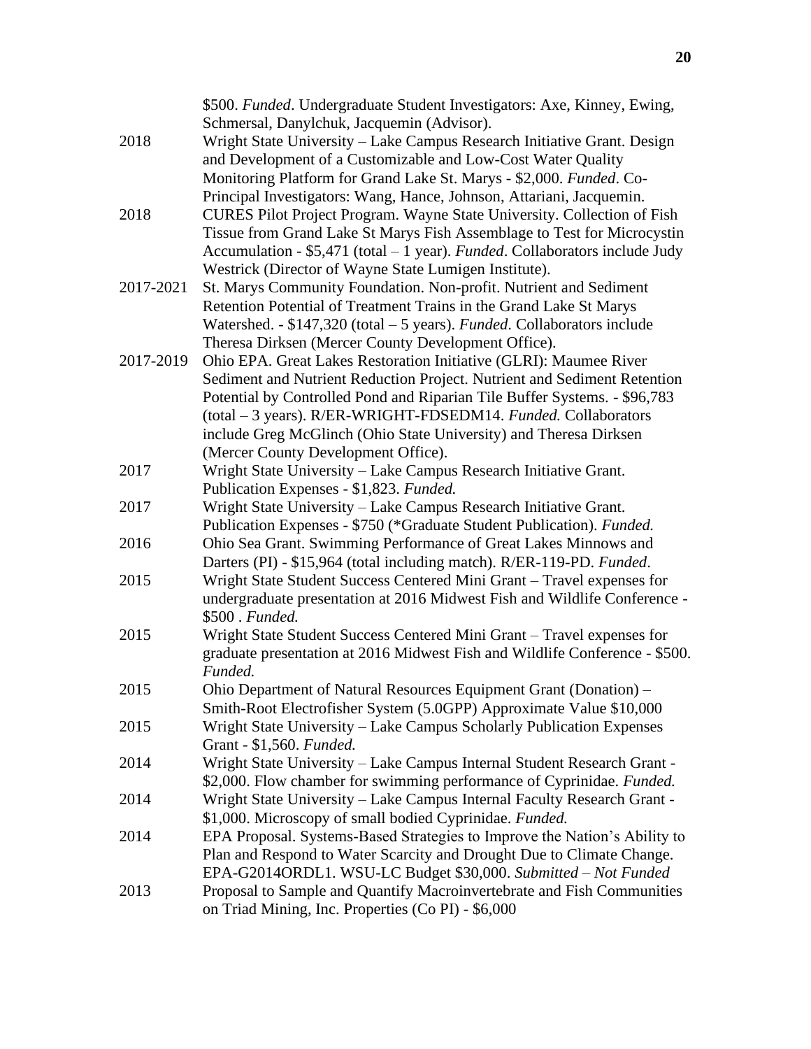\$500. *Funded*. Undergraduate Student Investigators: Axe, Kinney, Ewing, Schmersal, Danylchuk, Jacquemin (Advisor).

2018 Wright State University – Lake Campus Research Initiative Grant. Design and Development of a Customizable and Low-Cost Water Quality Monitoring Platform for Grand Lake St. Marys - \$2,000. *Funded*. Co-Principal Investigators: Wang, Hance, Johnson, Attariani, Jacquemin.

2018 CURES Pilot Project Program. Wayne State University. Collection of Fish Tissue from Grand Lake St Marys Fish Assemblage to Test for Microcystin Accumulation - \$5,471 (total – 1 year). *Funded*. Collaborators include Judy Westrick (Director of Wayne State Lumigen Institute).

2017-2021 St. Marys Community Foundation. Non-profit. Nutrient and Sediment Retention Potential of Treatment Trains in the Grand Lake St Marys Watershed. - \$147,320 (total – 5 years). *Funded.* Collaborators include Theresa Dirksen (Mercer County Development Office).

2017-2019 Ohio EPA. Great Lakes Restoration Initiative (GLRI): Maumee River Sediment and Nutrient Reduction Project. Nutrient and Sediment Retention Potential by Controlled Pond and Riparian Tile Buffer Systems. - \$96,783 (total – 3 years). R/ER-WRIGHT-FDSEDM14. *Funded.* Collaborators include Greg McGlinch (Ohio State University) and Theresa Dirksen (Mercer County Development Office).

2017 Wright State University – Lake Campus Research Initiative Grant. Publication Expenses - \$1,823. *Funded.*

2017 Wright State University – Lake Campus Research Initiative Grant. Publication Expenses - \$750 (*Graduate Student Publication). *Funded.*

2016 Ohio Sea Grant. Swimming Performance of Great Lakes Minnows and Darters (PI) - \$15,964 (total including match). R/ER-119-PD. *Funded*.

2015 Wright State Student Success Centered Mini Grant – Travel expenses for undergraduate presentation at 2016 Midwest Fish and Wildlife Conference - \$500 . *Funded.*

2015 Wright State Student Success Centered Mini Grant – Travel expenses for graduate presentation at 2016 Midwest Fish and Wildlife Conference - \$500. *Funded.*

2015 Ohio Department of Natural Resources Equipment Grant (Donation) – Smith-Root Electrofisher System (5.0GPP) Approximate Value \$10,000

2015 Wright State University – Lake Campus Scholarly Publication Expenses Grant - \$1,560. *Funded.*

2014 Wright State University – Lake Campus Internal Student Research Grant - \$2,000. Flow chamber for swimming performance of Cyprinidae. *Funded.*

2014 Wright State University – Lake Campus Internal Faculty Research Grant - \$1,000. Microscopy of small bodied Cyprinidae. *Funded.*

2014 EPA Proposal. Systems-Based Strategies to Improve the Nation's Ability to Plan and Respond to Water Scarcity and Drought Due to Climate Change. EPA-G2014ORDL1. WSU-LC Budget \$30,000. *Submitted – Not Funded*

2013 Proposal to Sample and Quantify Macroinvertebrate and Fish Communities on Triad Mining, Inc. Properties (Co PI) - \$6,000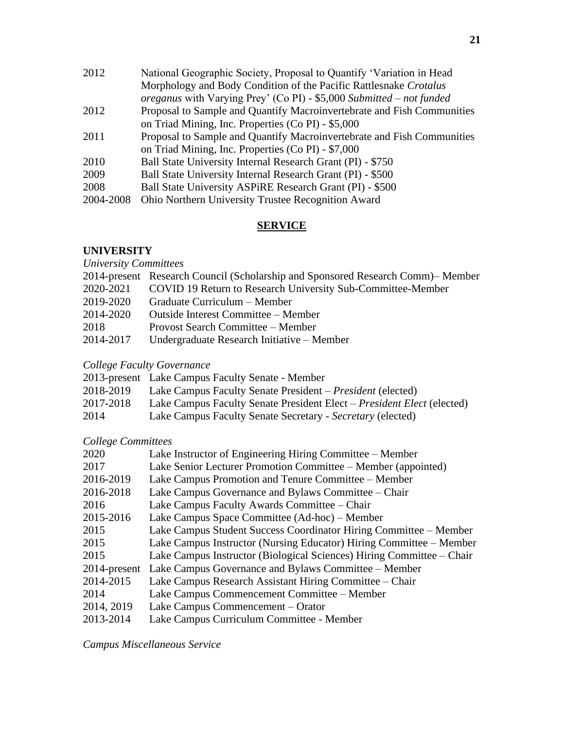| | |
|---|---|
| 2012 | National Geographic Society, Proposal to Quantify 'Variation in Head Morphology and Body Condition of the Pacific Rattlesnake *Crotalus oreganus* with Varying Prey' (Co PI) - $5,000 *Submitted – not funded* |
| 2012 | Proposal to Sample and Quantify Macroinvertebrate and Fish Communities on Triad Mining, Inc. Properties (Co PI) - $5,000 |
| 2011 | Proposal to Sample and Quantify Macroinvertebrate and Fish Communities on Triad Mining, Inc. Properties (Co PI) - $7,000 |
| 2010 | Ball State University Internal Research Grant (PI) - $750 |
| 2009 | Ball State University Internal Research Grant (PI) - $500 |
| 2008 | Ball State University ASPiRE Research Grant (PI) - $500 |
| 2004-2008 | Ohio Northern University Trustee Recognition Award |

## SERVICE

### UNIVERSITY

*University Committees*

| | |
|---|---|
| 2014-present | Research Council (Scholarship and Sponsored Research Comm)– Member |
| 2020-2021 | COVID 19 Return to Research University Sub-Committee-Member |
| 2019-2020 | Graduate Curriculum – Member |
| 2014-2020 | Outside Interest Committee – Member |
| 2018 | Provost Search Committee – Member |
| 2014-2017 | Undergraduate Research Initiative – Member |

*College Faculty Governance*

| | |
|---|---|
| 2013-present | Lake Campus Faculty Senate - Member |
| 2018-2019 | Lake Campus Faculty Senate President – *President* (elected) |
| 2017-2018 | Lake Campus Faculty Senate President Elect – *President Elect* (elected) |
| 2014 | Lake Campus Faculty Senate Secretary - *Secretary* (elected) |

*College Committees*

| | |
|---|---|
| 2020 | Lake Instructor of Engineering Hiring Committee – Member |
| 2017 | Lake Senior Lecturer Promotion Committee – Member (appointed) |
| 2016-2019 | Lake Campus Promotion and Tenure Committee – Member |
| 2016-2018 | Lake Campus Governance and Bylaws Committee – Chair |
| 2016 | Lake Campus Faculty Awards Committee – Chair |
| 2015-2016 | Lake Campus Space Committee (Ad-hoc) – Member |
| 2015 | Lake Campus Student Success Coordinator Hiring Committee – Member |
| 2015 | Lake Campus Instructor (Nursing Educator) Hiring Committee – Member |
| 2015 | Lake Campus Instructor (Biological Sciences) Hiring Committee – Chair |
| 2014-present | Lake Campus Governance and Bylaws Committee – Member |
| 2014-2015 | Lake Campus Research Assistant Hiring Committee – Chair |
| 2014 | Lake Campus Commencement Committee – Member |
| 2014, 2019 | Lake Campus Commencement – Orator |
| 2013-2014 | Lake Campus Curriculum Committee - Member |

*Campus Miscellaneous Service*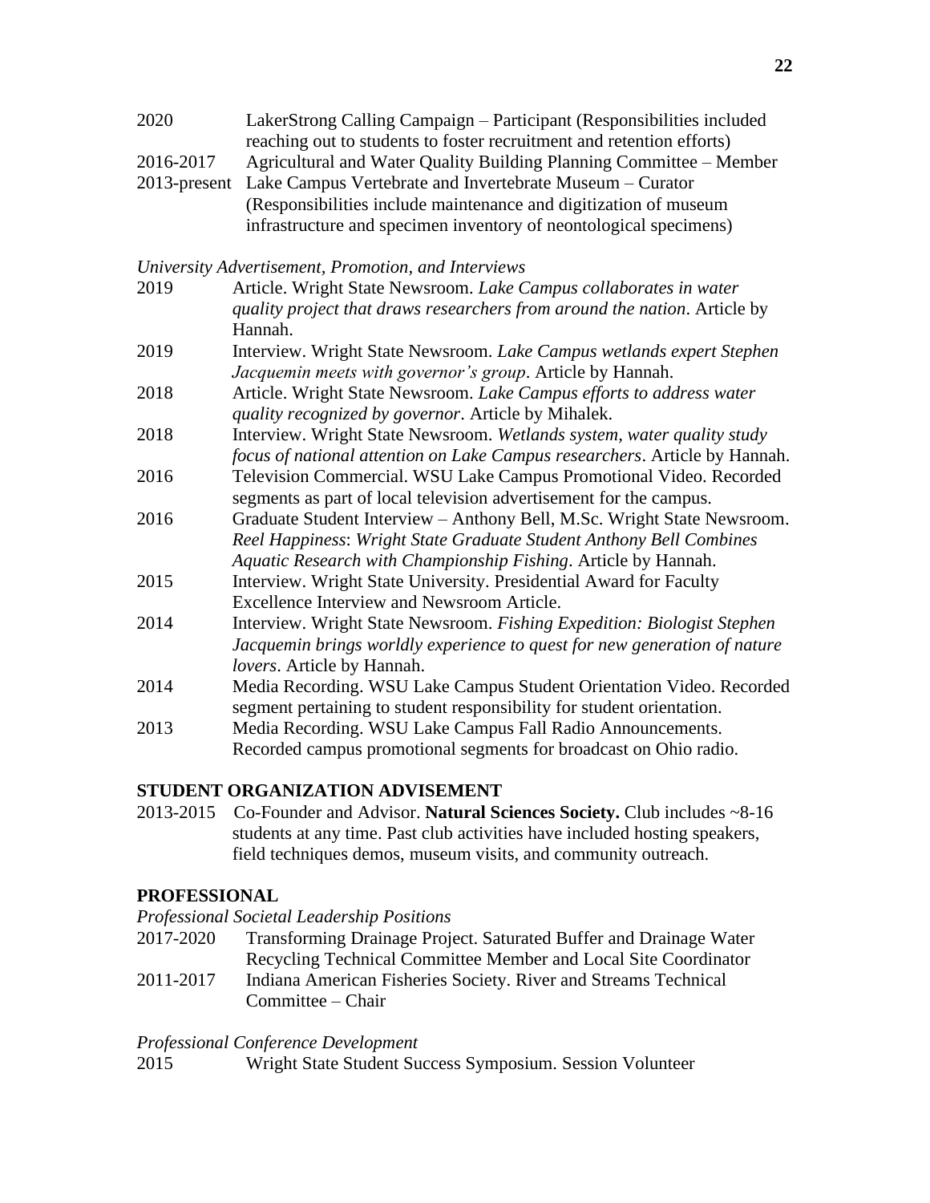2020 LakerStrong Calling Campaign – Participant (Responsibilities included reaching out to students to foster recruitment and retention efforts)

2016-2017 Agricultural and Water Quality Building Planning Committee – Member

2013-present Lake Campus Vertebrate and Invertebrate Museum – Curator (Responsibilities include maintenance and digitization of museum infrastructure and specimen inventory of neontological specimens)

*University Advertisement, Promotion, and Interviews*

2019 Article. Wright State Newsroom. *Lake Campus collaborates in water quality project that draws researchers from around the nation*. Article by Hannah.

2019 Interview. Wright State Newsroom. *Lake Campus wetlands expert Stephen Jacquemin meets with governor's group*. Article by Hannah.

2018 Article. Wright State Newsroom. *Lake Campus efforts to address water quality recognized by governor*. Article by Mihalek.

2018 Interview. Wright State Newsroom. *Wetlands system, water quality study focus of national attention on Lake Campus researchers*. Article by Hannah.

2016 Television Commercial. WSU Lake Campus Promotional Video. Recorded segments as part of local television advertisement for the campus.

2016 Graduate Student Interview – Anthony Bell, M.Sc. Wright State Newsroom. *Reel Happiness*: *Wright State Graduate Student Anthony Bell Combines Aquatic Research with Championship Fishing*. Article by Hannah.

2015 Interview. Wright State University. Presidential Award for Faculty Excellence Interview and Newsroom Article.

2014 Interview. Wright State Newsroom. *Fishing Expedition: Biologist Stephen Jacquemin brings worldly experience to quest for new generation of nature lovers*. Article by Hannah.

2014 Media Recording. WSU Lake Campus Student Orientation Video. Recorded segment pertaining to student responsibility for student orientation.

2013 Media Recording. WSU Lake Campus Fall Radio Announcements. Recorded campus promotional segments for broadcast on Ohio radio.

## STUDENT ORGANIZATION ADVISEMENT

2013-2015 Co-Founder and Advisor. **Natural Sciences Society.** Club includes ~8-16 students at any time. Past club activities have included hosting speakers, field techniques demos, museum visits, and community outreach.

## PROFESSIONAL

*Professional Societal Leadership Positions*

2017-2020 Transforming Drainage Project. Saturated Buffer and Drainage Water Recycling Technical Committee Member and Local Site Coordinator

2011-2017 Indiana American Fisheries Society. River and Streams Technical Committee – Chair

*Professional Conference Development*

2015 Wright State Student Success Symposium. Session Volunteer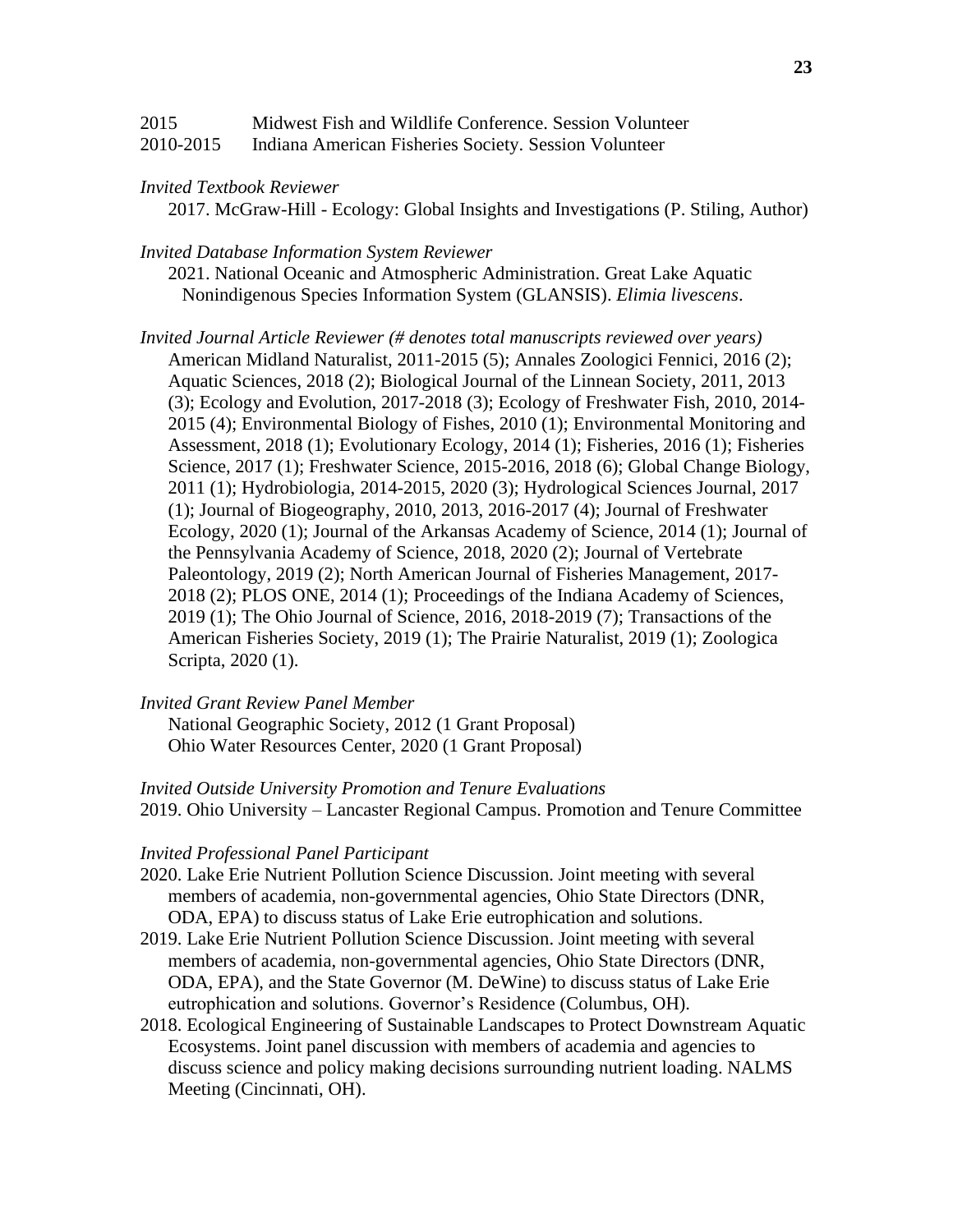2015 Midwest Fish and Wildlife Conference. Session Volunteer
2010-2015 Indiana American Fisheries Society. Session Volunteer

*Invited Textbook Reviewer*

2017. McGraw-Hill - Ecology: Global Insights and Investigations (P. Stiling, Author)

*Invited Database Information System Reviewer*

2021. National Oceanic and Atmospheric Administration. Great Lake Aquatic Nonindigenous Species Information System (GLANSIS). *Elimia livescens*.

*Invited Journal Article Reviewer (# denotes total manuscripts reviewed over years)*

American Midland Naturalist, 2011-2015 (5); Annales Zoologici Fennici, 2016 (2); Aquatic Sciences, 2018 (2); Biological Journal of the Linnean Society, 2011, 2013 (3); Ecology and Evolution, 2017-2018 (3); Ecology of Freshwater Fish, 2010, 2014-2015 (4); Environmental Biology of Fishes, 2010 (1); Environmental Monitoring and Assessment, 2018 (1); Evolutionary Ecology, 2014 (1); Fisheries, 2016 (1); Fisheries Science, 2017 (1); Freshwater Science, 2015-2016, 2018 (6); Global Change Biology, 2011 (1); Hydrobiologia, 2014-2015, 2020 (3); Hydrological Sciences Journal, 2017 (1); Journal of Biogeography, 2010, 2013, 2016-2017 (4); Journal of Freshwater Ecology, 2020 (1); Journal of the Arkansas Academy of Science, 2014 (1); Journal of the Pennsylvania Academy of Science, 2018, 2020 (2); Journal of Vertebrate Paleontology, 2019 (2); North American Journal of Fisheries Management, 2017-2018 (2); PLOS ONE, 2014 (1); Proceedings of the Indiana Academy of Sciences, 2019 (1); The Ohio Journal of Science, 2016, 2018-2019 (7); Transactions of the American Fisheries Society, 2019 (1); The Prairie Naturalist, 2019 (1); Zoologica Scripta, 2020 (1).

*Invited Grant Review Panel Member*

National Geographic Society, 2012 (1 Grant Proposal)
Ohio Water Resources Center, 2020 (1 Grant Proposal)

*Invited Outside University Promotion and Tenure Evaluations*

2019. Ohio University – Lancaster Regional Campus. Promotion and Tenure Committee

*Invited Professional Panel Participant*

2020. Lake Erie Nutrient Pollution Science Discussion. Joint meeting with several members of academia, non-governmental agencies, Ohio State Directors (DNR, ODA, EPA) to discuss status of Lake Erie eutrophication and solutions.

2019. Lake Erie Nutrient Pollution Science Discussion. Joint meeting with several members of academia, non-governmental agencies, Ohio State Directors (DNR, ODA, EPA), and the State Governor (M. DeWine) to discuss status of Lake Erie eutrophication and solutions. Governor's Residence (Columbus, OH).

2018. Ecological Engineering of Sustainable Landscapes to Protect Downstream Aquatic Ecosystems. Joint panel discussion with members of academia and agencies to discuss science and policy making decisions surrounding nutrient loading. NALMS Meeting (Cincinnati, OH).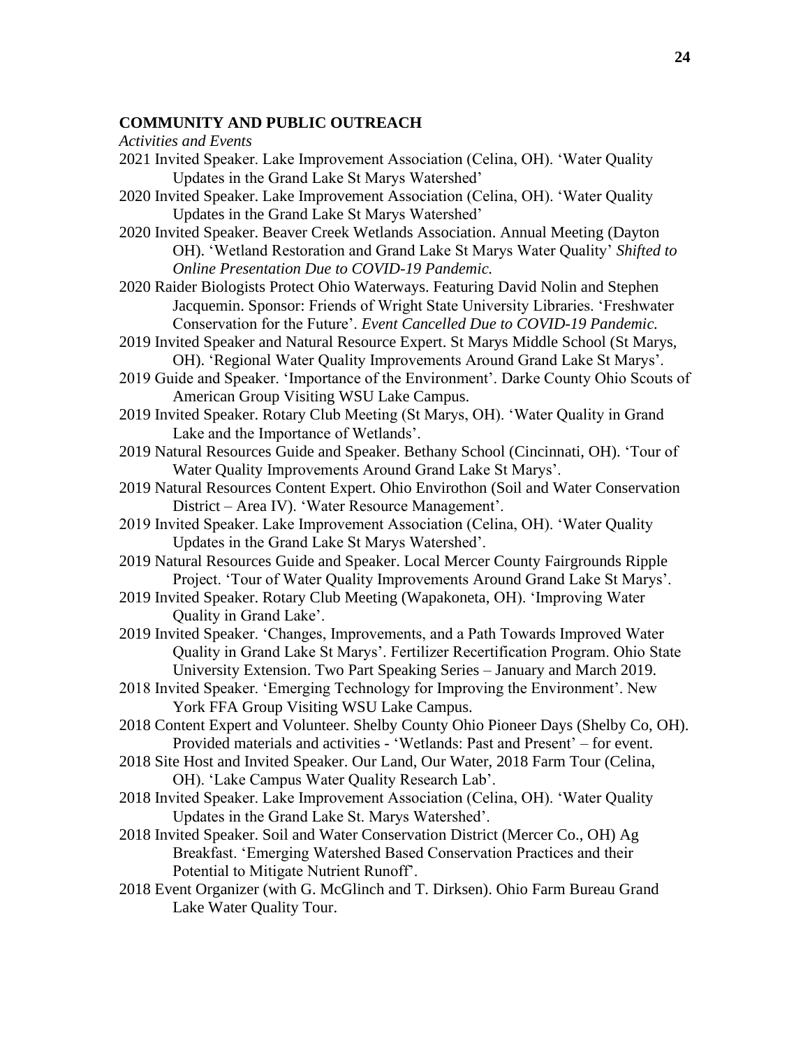**COMMUNITY AND PUBLIC OUTREACH**

*Activities and Events*

2021 Invited Speaker. Lake Improvement Association (Celina, OH). 'Water Quality Updates in the Grand Lake St Marys Watershed'

2020 Invited Speaker. Lake Improvement Association (Celina, OH). 'Water Quality Updates in the Grand Lake St Marys Watershed'

2020 Invited Speaker. Beaver Creek Wetlands Association. Annual Meeting (Dayton OH). 'Wetland Restoration and Grand Lake St Marys Water Quality' *Shifted to Online Presentation Due to COVID-19 Pandemic.*

2020 Raider Biologists Protect Ohio Waterways. Featuring David Nolin and Stephen Jacquemin. Sponsor: Friends of Wright State University Libraries. 'Freshwater Conservation for the Future'. *Event Cancelled Due to COVID-19 Pandemic.*

2019 Invited Speaker and Natural Resource Expert. St Marys Middle School (St Marys, OH). 'Regional Water Quality Improvements Around Grand Lake St Marys'.

2019 Guide and Speaker. 'Importance of the Environment'. Darke County Ohio Scouts of American Group Visiting WSU Lake Campus.

2019 Invited Speaker. Rotary Club Meeting (St Marys, OH). 'Water Quality in Grand Lake and the Importance of Wetlands'.

2019 Natural Resources Guide and Speaker. Bethany School (Cincinnati, OH). 'Tour of Water Quality Improvements Around Grand Lake St Marys'.

2019 Natural Resources Content Expert. Ohio Envirothon (Soil and Water Conservation District – Area IV). 'Water Resource Management'.

2019 Invited Speaker. Lake Improvement Association (Celina, OH). 'Water Quality Updates in the Grand Lake St Marys Watershed'.

2019 Natural Resources Guide and Speaker. Local Mercer County Fairgrounds Ripple Project. 'Tour of Water Quality Improvements Around Grand Lake St Marys'.

2019 Invited Speaker. Rotary Club Meeting (Wapakoneta, OH). 'Improving Water Quality in Grand Lake'.

2019 Invited Speaker. 'Changes, Improvements, and a Path Towards Improved Water Quality in Grand Lake St Marys'. Fertilizer Recertification Program. Ohio State University Extension. Two Part Speaking Series – January and March 2019.

2018 Invited Speaker. 'Emerging Technology for Improving the Environment'. New York FFA Group Visiting WSU Lake Campus.

2018 Content Expert and Volunteer. Shelby County Ohio Pioneer Days (Shelby Co, OH). Provided materials and activities - 'Wetlands: Past and Present' – for event.

2018 Site Host and Invited Speaker. Our Land, Our Water, 2018 Farm Tour (Celina, OH). 'Lake Campus Water Quality Research Lab'.

2018 Invited Speaker. Lake Improvement Association (Celina, OH). 'Water Quality Updates in the Grand Lake St. Marys Watershed'.

2018 Invited Speaker. Soil and Water Conservation District (Mercer Co., OH) Ag Breakfast. 'Emerging Watershed Based Conservation Practices and their Potential to Mitigate Nutrient Runoff'.

2018 Event Organizer (with G. McGlinch and T. Dirksen). Ohio Farm Bureau Grand Lake Water Quality Tour.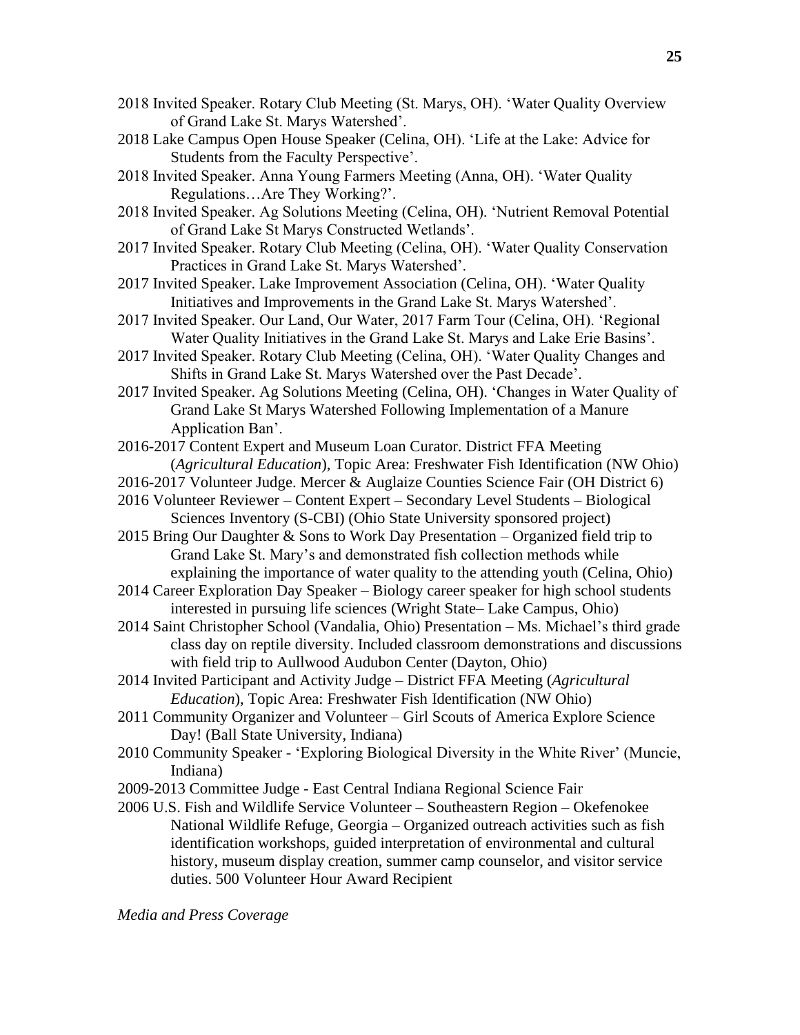2018 Invited Speaker. Rotary Club Meeting (St. Marys, OH). 'Water Quality Overview of Grand Lake St. Marys Watershed'.

2018 Lake Campus Open House Speaker (Celina, OH). 'Life at the Lake: Advice for Students from the Faculty Perspective'.

2018 Invited Speaker. Anna Young Farmers Meeting (Anna, OH). 'Water Quality Regulations…Are They Working?'.

2018 Invited Speaker. Ag Solutions Meeting (Celina, OH). 'Nutrient Removal Potential of Grand Lake St Marys Constructed Wetlands'.

2017 Invited Speaker. Rotary Club Meeting (Celina, OH). 'Water Quality Conservation Practices in Grand Lake St. Marys Watershed'.

2017 Invited Speaker. Lake Improvement Association (Celina, OH). 'Water Quality Initiatives and Improvements in the Grand Lake St. Marys Watershed'.

2017 Invited Speaker. Our Land, Our Water, 2017 Farm Tour (Celina, OH). 'Regional Water Quality Initiatives in the Grand Lake St. Marys and Lake Erie Basins'.

2017 Invited Speaker. Rotary Club Meeting (Celina, OH). 'Water Quality Changes and Shifts in Grand Lake St. Marys Watershed over the Past Decade'.

2017 Invited Speaker. Ag Solutions Meeting (Celina, OH). 'Changes in Water Quality of Grand Lake St Marys Watershed Following Implementation of a Manure Application Ban'.

2016-2017 Content Expert and Museum Loan Curator. District FFA Meeting (*Agricultural Education*), Topic Area: Freshwater Fish Identification (NW Ohio)

2016-2017 Volunteer Judge. Mercer & Auglaize Counties Science Fair (OH District 6)

2016 Volunteer Reviewer – Content Expert – Secondary Level Students – Biological Sciences Inventory (S-CBI) (Ohio State University sponsored project)

2015 Bring Our Daughter & Sons to Work Day Presentation – Organized field trip to Grand Lake St. Mary's and demonstrated fish collection methods while explaining the importance of water quality to the attending youth (Celina, Ohio)

2014 Career Exploration Day Speaker – Biology career speaker for high school students interested in pursuing life sciences (Wright State– Lake Campus, Ohio)

2014 Saint Christopher School (Vandalia, Ohio) Presentation – Ms. Michael's third grade class day on reptile diversity. Included classroom demonstrations and discussions with field trip to Aullwood Audubon Center (Dayton, Ohio)

2014 Invited Participant and Activity Judge – District FFA Meeting (*Agricultural Education*), Topic Area: Freshwater Fish Identification (NW Ohio)

2011 Community Organizer and Volunteer – Girl Scouts of America Explore Science Day! (Ball State University, Indiana)

2010 Community Speaker - 'Exploring Biological Diversity in the White River' (Muncie, Indiana)

2009-2013 Committee Judge - East Central Indiana Regional Science Fair

2006 U.S. Fish and Wildlife Service Volunteer – Southeastern Region – Okefenokee National Wildlife Refuge, Georgia – Organized outreach activities such as fish identification workshops, guided interpretation of environmental and cultural history, museum display creation, summer camp counselor, and visitor service duties. 500 Volunteer Hour Award Recipient

*Media and Press Coverage*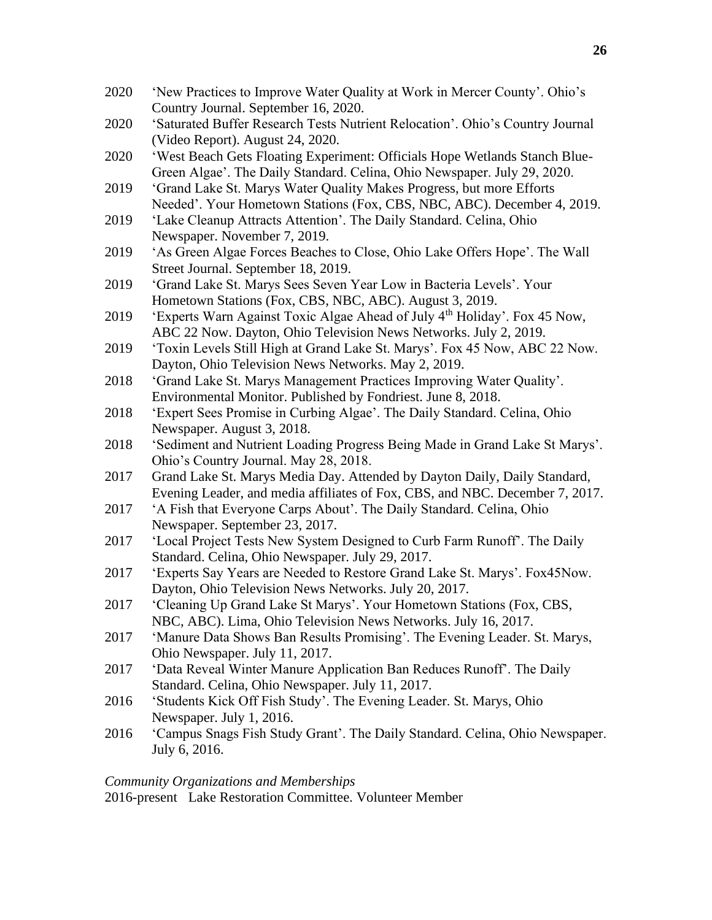2020 'New Practices to Improve Water Quality at Work in Mercer County'. Ohio's Country Journal. September 16, 2020.

2020 'Saturated Buffer Research Tests Nutrient Relocation'. Ohio's Country Journal (Video Report). August 24, 2020.

2020 'West Beach Gets Floating Experiment: Officials Hope Wetlands Stanch Blue-Green Algae'. The Daily Standard. Celina, Ohio Newspaper. July 29, 2020.

2019 'Grand Lake St. Marys Water Quality Makes Progress, but more Efforts Needed'. Your Hometown Stations (Fox, CBS, NBC, ABC). December 4, 2019.

2019 'Lake Cleanup Attracts Attention'. The Daily Standard. Celina, Ohio Newspaper. November 7, 2019.

2019 'As Green Algae Forces Beaches to Close, Ohio Lake Offers Hope'. The Wall Street Journal. September 18, 2019.

2019 'Grand Lake St. Marys Sees Seven Year Low in Bacteria Levels'. Your Hometown Stations (Fox, CBS, NBC, ABC). August 3, 2019.

2019 'Experts Warn Against Toxic Algae Ahead of July 4th Holiday'. Fox 45 Now, ABC 22 Now. Dayton, Ohio Television News Networks. July 2, 2019.

2019 'Toxin Levels Still High at Grand Lake St. Marys'. Fox 45 Now, ABC 22 Now. Dayton, Ohio Television News Networks. May 2, 2019.

2018 'Grand Lake St. Marys Management Practices Improving Water Quality'. Environmental Monitor. Published by Fondriest. June 8, 2018.

2018 'Expert Sees Promise in Curbing Algae'. The Daily Standard. Celina, Ohio Newspaper. August 3, 2018.

2018 'Sediment and Nutrient Loading Progress Being Made in Grand Lake St Marys'. Ohio's Country Journal. May 28, 2018.

2017 Grand Lake St. Marys Media Day. Attended by Dayton Daily, Daily Standard, Evening Leader, and media affiliates of Fox, CBS, and NBC. December 7, 2017.

2017 'A Fish that Everyone Carps About'. The Daily Standard. Celina, Ohio Newspaper. September 23, 2017.

2017 'Local Project Tests New System Designed to Curb Farm Runoff'. The Daily Standard. Celina, Ohio Newspaper. July 29, 2017.

2017 'Experts Say Years are Needed to Restore Grand Lake St. Marys'. Fox45Now. Dayton, Ohio Television News Networks. July 20, 2017.

2017 'Cleaning Up Grand Lake St Marys'. Your Hometown Stations (Fox, CBS, NBC, ABC). Lima, Ohio Television News Networks. July 16, 2017.

2017 'Manure Data Shows Ban Results Promising'. The Evening Leader. St. Marys, Ohio Newspaper. July 11, 2017.

2017 'Data Reveal Winter Manure Application Ban Reduces Runoff'. The Daily Standard. Celina, Ohio Newspaper. July 11, 2017.

2016 'Students Kick Off Fish Study'. The Evening Leader. St. Marys, Ohio Newspaper. July 1, 2016.

2016 'Campus Snags Fish Study Grant'. The Daily Standard. Celina, Ohio Newspaper. July 6, 2016.

*Community Organizations and Memberships*

2016-present Lake Restoration Committee. Volunteer Member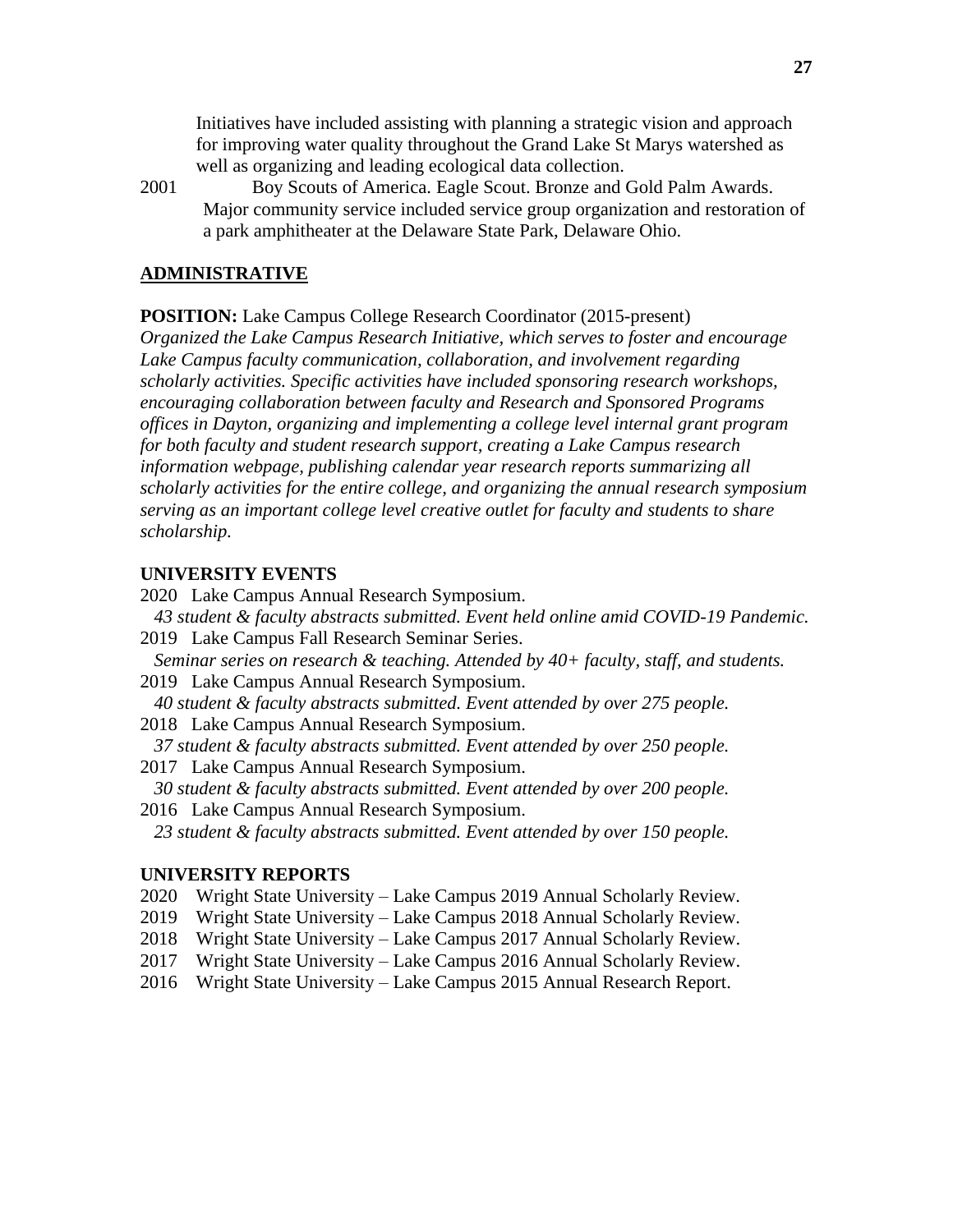Initiatives have included assisting with planning a strategic vision and approach for improving water quality throughout the Grand Lake St Marys watershed as well as organizing and leading ecological data collection.

2001 Boy Scouts of America. Eagle Scout. Bronze and Gold Palm Awards. Major community service included service group organization and restoration of a park amphitheater at the Delaware State Park, Delaware Ohio.

## ADMINISTRATIVE

**POSITION:** Lake Campus College Research Coordinator (2015-present)
*Organized the Lake Campus Research Initiative, which serves to foster and encourage Lake Campus faculty communication, collaboration, and involvement regarding scholarly activities. Specific activities have included sponsoring research workshops, encouraging collaboration between faculty and Research and Sponsored Programs offices in Dayton, organizing and implementing a college level internal grant program for both faculty and student research support, creating a Lake Campus research information webpage, publishing calendar year research reports summarizing all scholarly activities for the entire college, and organizing the annual research symposium serving as an important college level creative outlet for faculty and students to share scholarship.*

### UNIVERSITY EVENTS

2020 Lake Campus Annual Research Symposium.
*43 student & faculty abstracts submitted. Event held online amid COVID-19 Pandemic.*

2019 Lake Campus Fall Research Seminar Series.
*Seminar series on research & teaching. Attended by 40+ faculty, staff, and students.*

2019 Lake Campus Annual Research Symposium.
*40 student & faculty abstracts submitted. Event attended by over 275 people.*

2018 Lake Campus Annual Research Symposium.
*37 student & faculty abstracts submitted. Event attended by over 250 people.*

2017 Lake Campus Annual Research Symposium.
*30 student & faculty abstracts submitted. Event attended by over 200 people.*

2016 Lake Campus Annual Research Symposium.
*23 student & faculty abstracts submitted. Event attended by over 150 people.*

### UNIVERSITY REPORTS

2020 Wright State University – Lake Campus 2019 Annual Scholarly Review.
2019 Wright State University – Lake Campus 2018 Annual Scholarly Review.
2018 Wright State University – Lake Campus 2017 Annual Scholarly Review.
2017 Wright State University – Lake Campus 2016 Annual Scholarly Review.
2016 Wright State University – Lake Campus 2015 Annual Research Report.